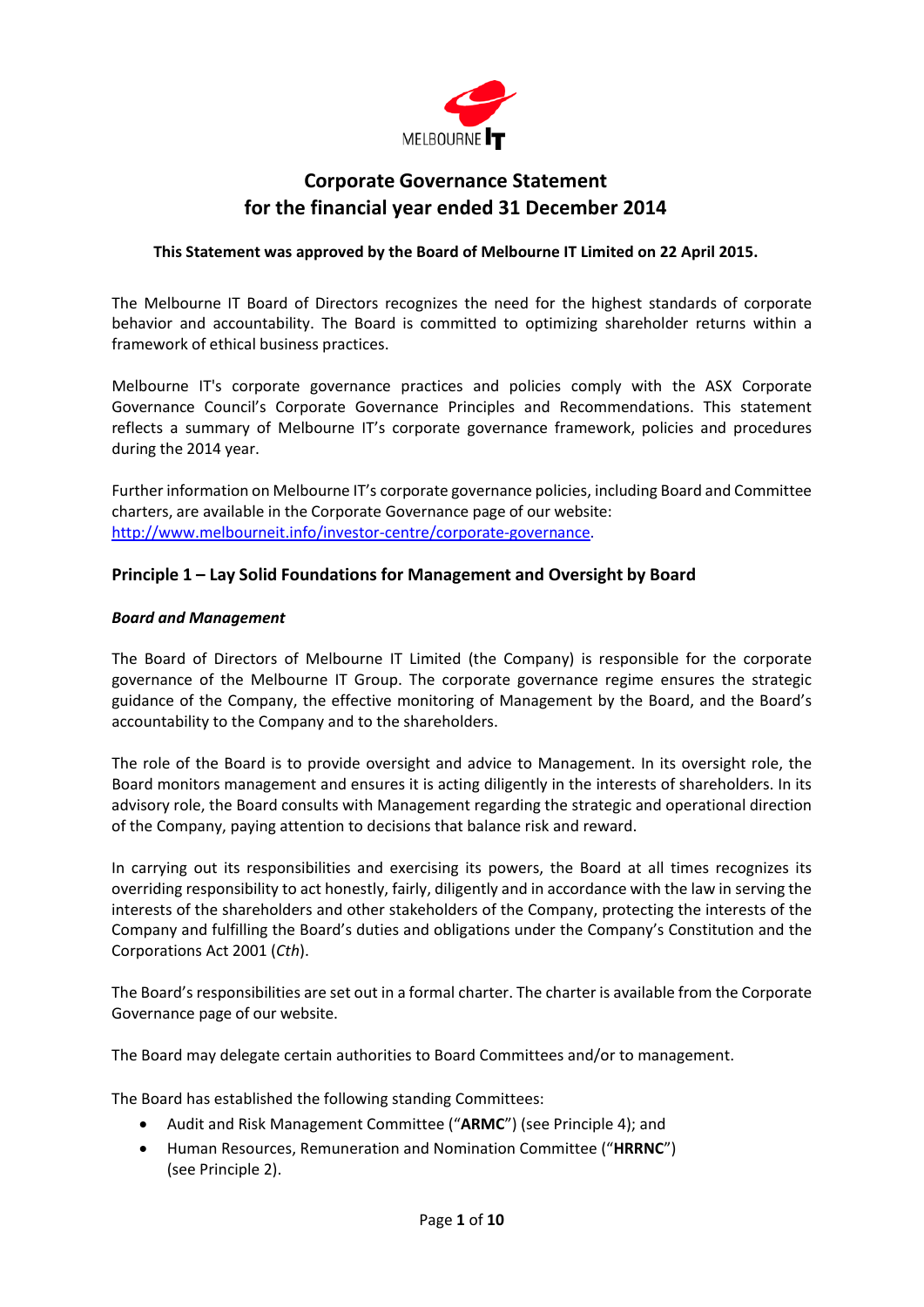# Corporate Governance Statement for the financial year ended 31 December 2014

**This Statement was approved by the Board of Melbourne IT Limited on 22 April 2015.**

The Melbourne IT Board of Directors recognizes the need for the highest standards of corporate behavior and accountability. The Board is committed to optimizing shareholder returns within a framework of ethical business practices.

Melbourne IT's corporate governance practices and policies comply with the ASX Corporate Governance Council's Corporate Governance Principles and Recommendations. This statement reflects a summary of Melbourne IT's corporate governance framework, policies and procedures during the 2014 year.

Further information on Melbourne IT's corporate governance policies, including Board and Committee charters, are available in the Corporate Governance page of our website: [http://www.melbourneit.info/investor-centre/corporate-governance](http://www.melbourneit.info/investor-centre/corporate-governance).

## Principle 1 – Lay Solid Foundations for Management and Oversight by Board

### *Board and Management*

The Board of Directors of Melbourne IT Limited (the Company) is responsible for the corporate governance of the Melbourne IT Group. The corporate governance regime ensures the strategic guidance of the Company, the effective monitoring of Management by the Board, and the Board's accountability to the Company and to the shareholders.

The role of the Board is to provide oversight and advice to Management. In its oversight role, the Board monitors management and ensures it is acting diligently in the interests of shareholders. In its advisory role, the Board consults with Management regarding the strategic and operational direction of the Company, paying attention to decisions that balance risk and reward.

In carrying out its responsibilities and exercising its powers, the Board at all times recognizes its overriding responsibility to act honestly, fairly, diligently and in accordance with the law in serving the interests of the shareholders and other stakeholders of the Company, protecting the interests of the Company and fulfilling the Board's duties and obligations under the Company's Constitution and the Corporations Act 2001 (*Cth*).

The Board's responsibilities are set out in a formal charter. The charter is available from the Corporate Governance page of our website.

The Board may delegate certain authorities to Board Committees and/or to management.

The Board has established the following standing Committees:

- Audit and Risk Management Committee ("**ARMC**") (see Principle 4); and
- Human Resources, Remuneration and Nomination Committee ("**HRRNC**") (see Principle 2).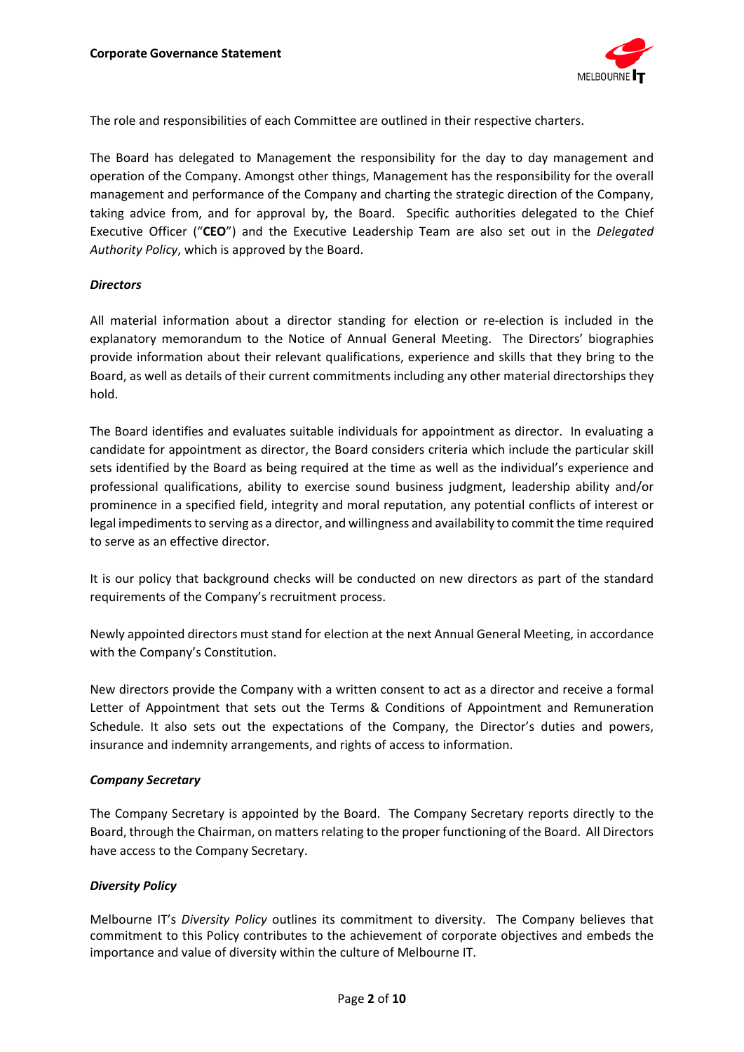The role and responsibilities of each Committee are outlined in their respective charters.

The Board has delegated to Management the responsibility for the day to day management and operation of the Company. Amongst other things, Management has the responsibility for the overall management and performance of the Company and charting the strategic direction of the Company, taking advice from, and for approval by, the Board. Specific authorities delegated to the Chief Executive Officer ("**CEO**") and the Executive Leadership Team are also set out in the *Delegated Authority Policy*, which is approved by the Board.

***Directors***

All material information about a director standing for election or re-election is included in the explanatory memorandum to the Notice of Annual General Meeting. The Directors' biographies provide information about their relevant qualifications, experience and skills that they bring to the Board, as well as details of their current commitments including any other material directorships they hold.

The Board identifies and evaluates suitable individuals for appointment as director. In evaluating a candidate for appointment as director, the Board considers criteria which include the particular skill sets identified by the Board as being required at the time as well as the individual's experience and professional qualifications, ability to exercise sound business judgment, leadership ability and/or prominence in a specified field, integrity and moral reputation, any potential conflicts of interest or legal impediments to serving as a director, and willingness and availability to commit the time required to serve as an effective director.

It is our policy that background checks will be conducted on new directors as part of the standard requirements of the Company's recruitment process.

Newly appointed directors must stand for election at the next Annual General Meeting, in accordance with the Company's Constitution.

New directors provide the Company with a written consent to act as a director and receive a formal Letter of Appointment that sets out the Terms & Conditions of Appointment and Remuneration Schedule. It also sets out the expectations of the Company, the Director's duties and powers, insurance and indemnity arrangements, and rights of access to information.

***Company Secretary***

The Company Secretary is appointed by the Board. The Company Secretary reports directly to the Board, through the Chairman, on matters relating to the proper functioning of the Board. All Directors have access to the Company Secretary.

***Diversity Policy***

Melbourne IT's *Diversity Policy* outlines its commitment to diversity. The Company believes that commitment to this Policy contributes to the achievement of corporate objectives and embeds the importance and value of diversity within the culture of Melbourne IT.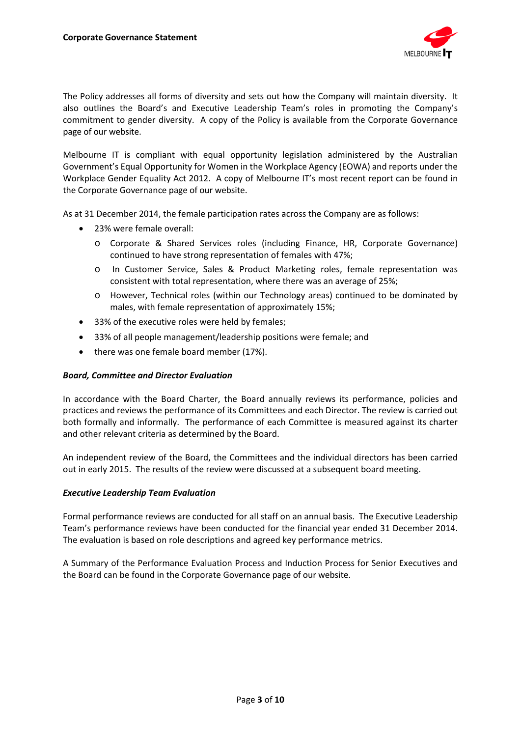The Policy addresses all forms of diversity and sets out how the Company will maintain diversity. It also outlines the Board's and Executive Leadership Team's roles in promoting the Company's commitment to gender diversity. A copy of the Policy is available from the Corporate Governance page of our website.

Melbourne IT is compliant with equal opportunity legislation administered by the Australian Government's Equal Opportunity for Women in the Workplace Agency (EOWA) and reports under the Workplace Gender Equality Act 2012. A copy of Melbourne IT's most recent report can be found in the Corporate Governance page of our website.

As at 31 December 2014, the female participation rates across the Company are as follows:

- 23% were female overall:
  - Corporate & Shared Services roles (including Finance, HR, Corporate Governance) continued to have strong representation of females with 47%;
  - In Customer Service, Sales & Product Marketing roles, female representation was consistent with total representation, where there was an average of 25%;
  - However, Technical roles (within our Technology areas) continued to be dominated by males, with female representation of approximately 15%;
- 33% of the executive roles were held by females;
- 33% of all people management/leadership positions were female; and
- there was one female board member (17%).

***Board, Committee and Director Evaluation***

In accordance with the Board Charter, the Board annually reviews its performance, policies and practices and reviews the performance of its Committees and each Director. The review is carried out both formally and informally. The performance of each Committee is measured against its charter and other relevant criteria as determined by the Board.

An independent review of the Board, the Committees and the individual directors has been carried out in early 2015. The results of the review were discussed at a subsequent board meeting.

***Executive Leadership Team Evaluation***

Formal performance reviews are conducted for all staff on an annual basis. The Executive Leadership Team's performance reviews have been conducted for the financial year ended 31 December 2014. The evaluation is based on role descriptions and agreed key performance metrics.

A Summary of the Performance Evaluation Process and Induction Process for Senior Executives and the Board can be found in the Corporate Governance page of our website.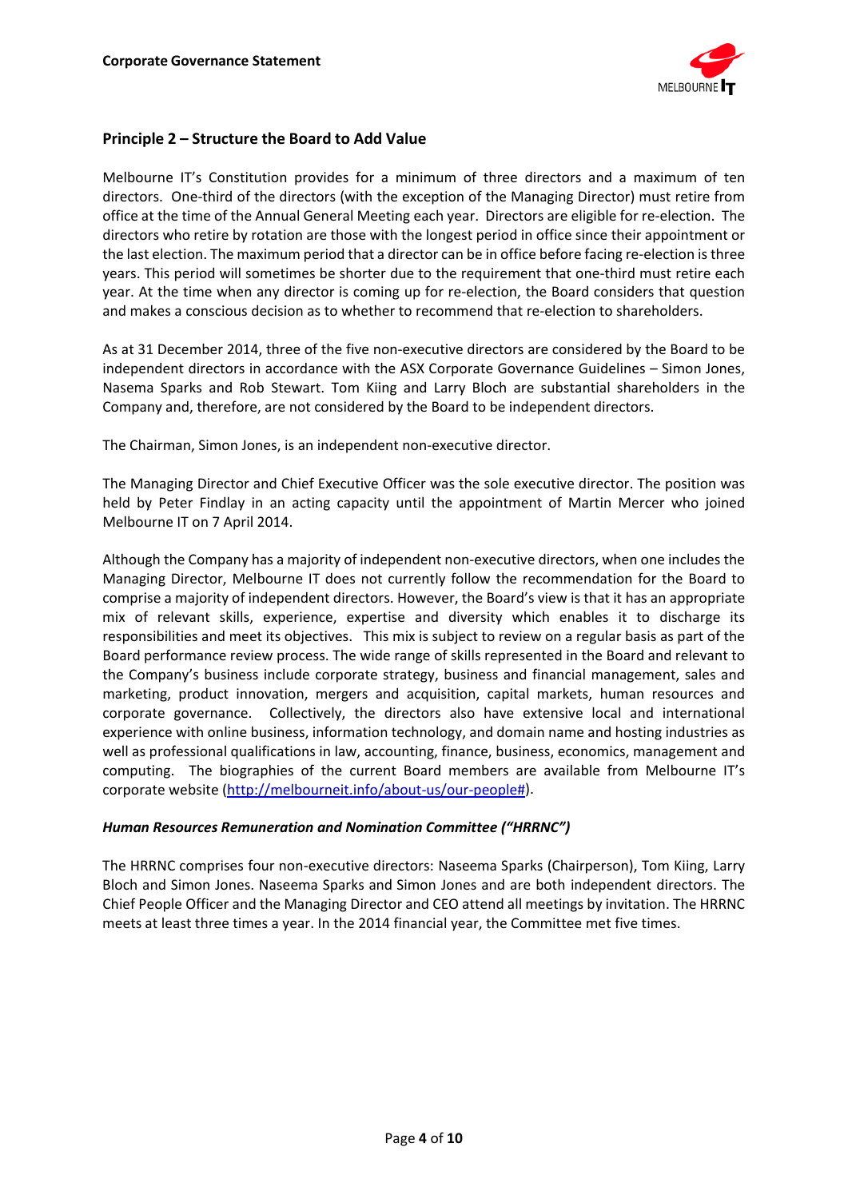## Principle 2 – Structure the Board to Add Value

Melbourne IT's Constitution provides for a minimum of three directors and a maximum of ten directors. One-third of the directors (with the exception of the Managing Director) must retire from office at the time of the Annual General Meeting each year. Directors are eligible for re-election. The directors who retire by rotation are those with the longest period in office since their appointment or the last election. The maximum period that a director can be in office before facing re-election is three years. This period will sometimes be shorter due to the requirement that one-third must retire each year. At the time when any director is coming up for re-election, the Board considers that question and makes a conscious decision as to whether to recommend that re-election to shareholders.

As at 31 December 2014, three of the five non-executive directors are considered by the Board to be independent directors in accordance with the ASX Corporate Governance Guidelines – Simon Jones, Nasema Sparks and Rob Stewart. Tom Kiing and Larry Bloch are substantial shareholders in the Company and, therefore, are not considered by the Board to be independent directors.

The Chairman, Simon Jones, is an independent non-executive director.

The Managing Director and Chief Executive Officer was the sole executive director. The position was held by Peter Findlay in an acting capacity until the appointment of Martin Mercer who joined Melbourne IT on 7 April 2014.

Although the Company has a majority of independent non-executive directors, when one includes the Managing Director, Melbourne IT does not currently follow the recommendation for the Board to comprise a majority of independent directors. However, the Board's view is that it has an appropriate mix of relevant skills, experience, expertise and diversity which enables it to discharge its responsibilities and meet its objectives. This mix is subject to review on a regular basis as part of the Board performance review process. The wide range of skills represented in the Board and relevant to the Company's business include corporate strategy, business and financial management, sales and marketing, product innovation, mergers and acquisition, capital markets, human resources and corporate governance. Collectively, the directors also have extensive local and international experience with online business, information technology, and domain name and hosting industries as well as professional qualifications in law, accounting, finance, business, economics, management and computing. The biographies of the current Board members are available from Melbourne IT's corporate website (http://melbourneit.info/about-us/our-people#).

***Human Resources Remuneration and Nomination Committee ("HRRNC")***

The HRRNC comprises four non-executive directors: Naseema Sparks (Chairperson), Tom Kiing, Larry Bloch and Simon Jones. Naseema Sparks and Simon Jones and are both independent directors. The Chief People Officer and the Managing Director and CEO attend all meetings by invitation. The HRRNC meets at least three times a year. In the 2014 financial year, the Committee met five times.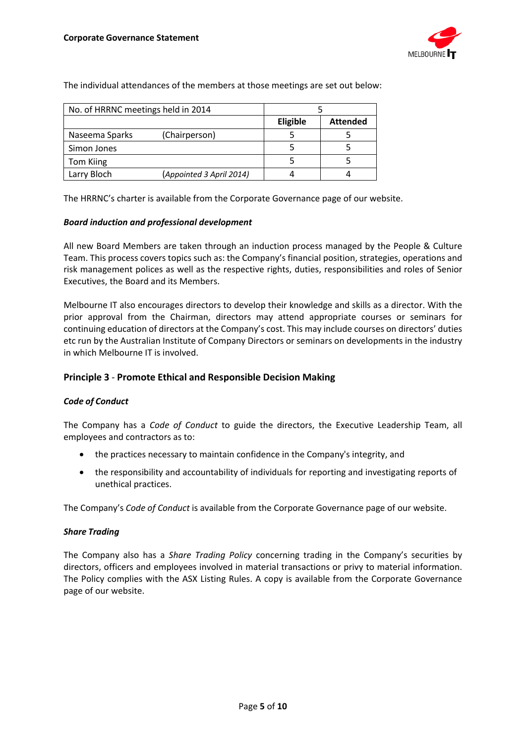The individual attendances of the members at those meetings are set out below:

| No. of HRRNC meetings held in 2014 | | 5 | |
|---|---|---|---|
| | | **Eligible** | **Attended** |
| Naseema Sparks | (Chairperson) | 5 | 5 |
| Simon Jones | | 5 | 5 |
| Tom Kiing | | 5 | 5 |
| Larry Bloch | (*Appointed 3 April 2014)* | 4 | 4 |

The HRRNC's charter is available from the Corporate Governance page of our website.

***Board induction and professional development***

All new Board Members are taken through an induction process managed by the People & Culture Team. This process covers topics such as: the Company's financial position, strategies, operations and risk management polices as well as the respective rights, duties, responsibilities and roles of Senior Executives, the Board and its Members.

Melbourne IT also encourages directors to develop their knowledge and skills as a director. With the prior approval from the Chairman, directors may attend appropriate courses or seminars for continuing education of directors at the Company's cost. This may include courses on directors' duties etc run by the Australian Institute of Company Directors or seminars on developments in the industry in which Melbourne IT is involved.

## Principle 3 - Promote Ethical and Responsible Decision Making

***Code of Conduct***

The Company has a *Code of Conduct* to guide the directors, the Executive Leadership Team, all employees and contractors as to:

- the practices necessary to maintain confidence in the Company's integrity, and
- the responsibility and accountability of individuals for reporting and investigating reports of unethical practices.

The Company's *Code of Conduct* is available from the Corporate Governance page of our website.

***Share Trading***

The Company also has a *Share Trading Policy* concerning trading in the Company's securities by directors, officers and employees involved in material transactions or privy to material information. The Policy complies with the ASX Listing Rules. A copy is available from the Corporate Governance page of our website.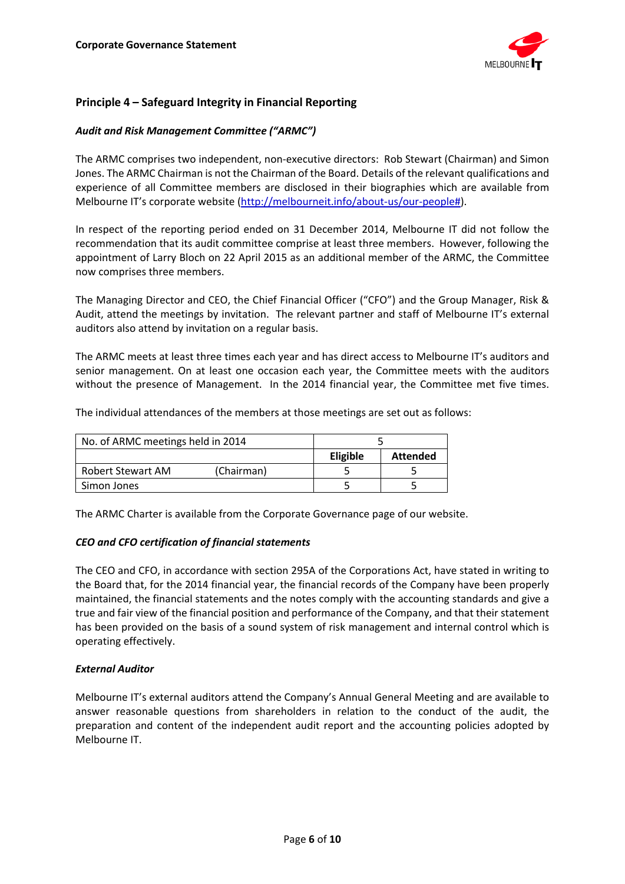## Principle 4 – Safeguard Integrity in Financial Reporting

### *Audit and Risk Management Committee ("ARMC")*

The ARMC comprises two independent, non-executive directors: Rob Stewart (Chairman) and Simon Jones. The ARMC Chairman is not the Chairman of the Board. Details of the relevant qualifications and experience of all Committee members are disclosed in their biographies which are available from Melbourne IT's corporate website (http://melbourneit.info/about-us/our-people#).

In respect of the reporting period ended on 31 December 2014, Melbourne IT did not follow the recommendation that its audit committee comprise at least three members. However, following the appointment of Larry Bloch on 22 April 2015 as an additional member of the ARMC, the Committee now comprises three members.

The Managing Director and CEO, the Chief Financial Officer ("CFO") and the Group Manager, Risk & Audit, attend the meetings by invitation. The relevant partner and staff of Melbourne IT's external auditors also attend by invitation on a regular basis.

The ARMC meets at least three times each year and has direct access to Melbourne IT's auditors and senior management. On at least one occasion each year, the Committee meets with the auditors without the presence of Management. In the 2014 financial year, the Committee met five times.

The individual attendances of the members at those meetings are set out as follows:

| No. of ARMC meetings held in 2014 | 5 | |
|---|---|---|
| | **Eligible** | **Attended** |
| Robert Stewart AM (Chairman) | 5 | 5 |
| Simon Jones | 5 | 5 |

The ARMC Charter is available from the Corporate Governance page of our website.

### *CEO and CFO certification of financial statements*

The CEO and CFO, in accordance with section 295A of the Corporations Act, have stated in writing to the Board that, for the 2014 financial year, the financial records of the Company have been properly maintained, the financial statements and the notes comply with the accounting standards and give a true and fair view of the financial position and performance of the Company, and that their statement has been provided on the basis of a sound system of risk management and internal control which is operating effectively.

### *External Auditor*

Melbourne IT's external auditors attend the Company's Annual General Meeting and are available to answer reasonable questions from shareholders in relation to the conduct of the audit, the preparation and content of the independent audit report and the accounting policies adopted by Melbourne IT.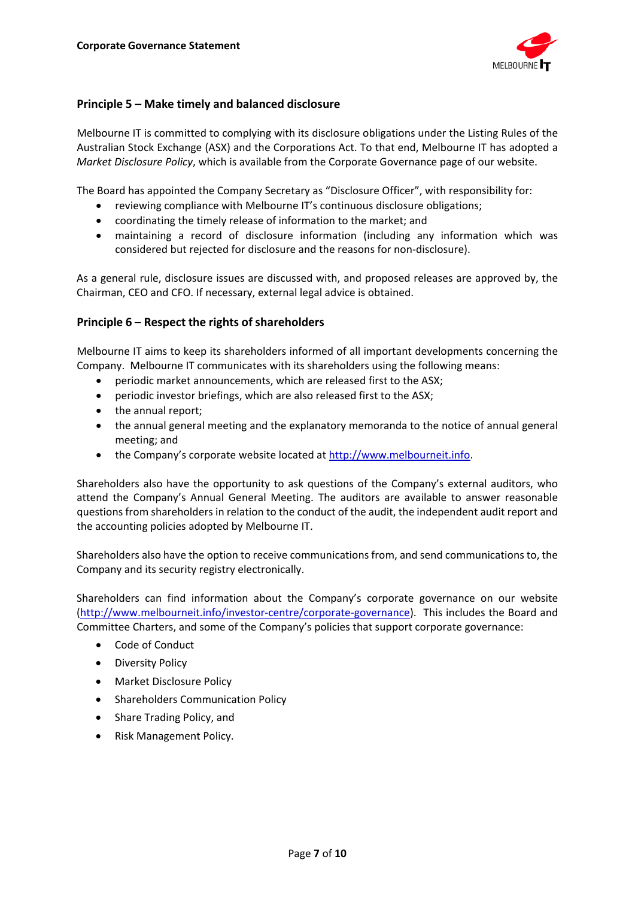## Principle 5 – Make timely and balanced disclosure

Melbourne IT is committed to complying with its disclosure obligations under the Listing Rules of the Australian Stock Exchange (ASX) and the Corporations Act. To that end, Melbourne IT has adopted a *Market Disclosure Policy*, which is available from the Corporate Governance page of our website.

The Board has appointed the Company Secretary as "Disclosure Officer", with responsibility for:

- reviewing compliance with Melbourne IT's continuous disclosure obligations;
- coordinating the timely release of information to the market; and
- maintaining a record of disclosure information (including any information which was considered but rejected for disclosure and the reasons for non-disclosure).

As a general rule, disclosure issues are discussed with, and proposed releases are approved by, the Chairman, CEO and CFO. If necessary, external legal advice is obtained.

## Principle 6 – Respect the rights of shareholders

Melbourne IT aims to keep its shareholders informed of all important developments concerning the Company. Melbourne IT communicates with its shareholders using the following means:

- periodic market announcements, which are released first to the ASX;
- periodic investor briefings, which are also released first to the ASX;
- the annual report;
- the annual general meeting and the explanatory memoranda to the notice of annual general meeting; and
- the Company's corporate website located at [http://www.melbourneit.info](http://www.melbourneit.info).

Shareholders also have the opportunity to ask questions of the Company's external auditors, who attend the Company's Annual General Meeting. The auditors are available to answer reasonable questions from shareholders in relation to the conduct of the audit, the independent audit report and the accounting policies adopted by Melbourne IT.

Shareholders also have the option to receive communications from, and send communications to, the Company and its security registry electronically.

Shareholders can find information about the Company's corporate governance on our website ([http://www.melbourneit.info/investor-centre/corporate-governance](http://www.melbourneit.info/investor-centre/corporate-governance)). This includes the Board and Committee Charters, and some of the Company's policies that support corporate governance:

- Code of Conduct
- Diversity Policy
- Market Disclosure Policy
- Shareholders Communication Policy
- Share Trading Policy, and
- Risk Management Policy.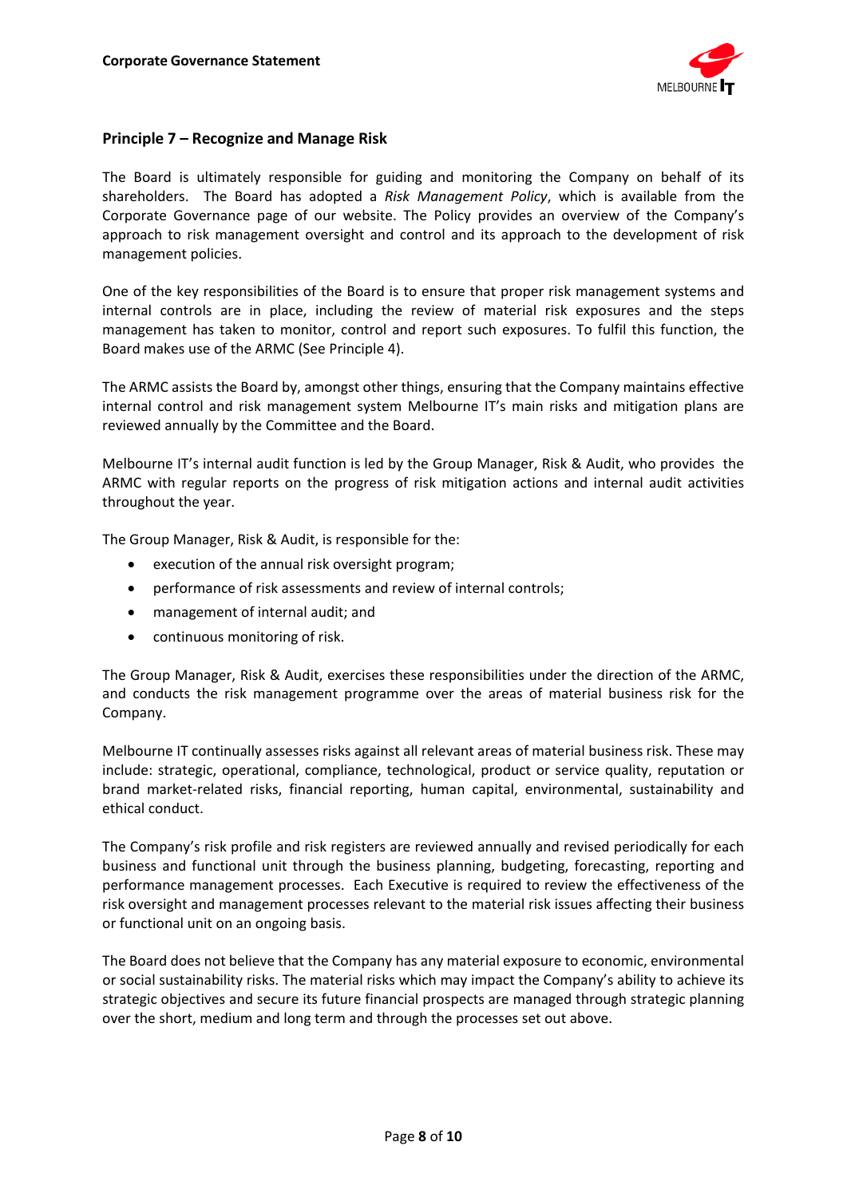## Principle 7 – Recognize and Manage Risk

The Board is ultimately responsible for guiding and monitoring the Company on behalf of its shareholders. The Board has adopted a *Risk Management Policy*, which is available from the Corporate Governance page of our website. The Policy provides an overview of the Company's approach to risk management oversight and control and its approach to the development of risk management policies.

One of the key responsibilities of the Board is to ensure that proper risk management systems and internal controls are in place, including the review of material risk exposures and the steps management has taken to monitor, control and report such exposures. To fulfil this function, the Board makes use of the ARMC (See Principle 4).

The ARMC assists the Board by, amongst other things, ensuring that the Company maintains effective internal control and risk management system Melbourne IT's main risks and mitigation plans are reviewed annually by the Committee and the Board.

Melbourne IT's internal audit function is led by the Group Manager, Risk & Audit, who provides the ARMC with regular reports on the progress of risk mitigation actions and internal audit activities throughout the year.

The Group Manager, Risk & Audit, is responsible for the:

- execution of the annual risk oversight program;
- performance of risk assessments and review of internal controls;
- management of internal audit; and
- continuous monitoring of risk.

The Group Manager, Risk & Audit, exercises these responsibilities under the direction of the ARMC, and conducts the risk management programme over the areas of material business risk for the Company.

Melbourne IT continually assesses risks against all relevant areas of material business risk. These may include: strategic, operational, compliance, technological, product or service quality, reputation or brand market-related risks, financial reporting, human capital, environmental, sustainability and ethical conduct.

The Company's risk profile and risk registers are reviewed annually and revised periodically for each business and functional unit through the business planning, budgeting, forecasting, reporting and performance management processes. Each Executive is required to review the effectiveness of the risk oversight and management processes relevant to the material risk issues affecting their business or functional unit on an ongoing basis.

The Board does not believe that the Company has any material exposure to economic, environmental or social sustainability risks. The material risks which may impact the Company's ability to achieve its strategic objectives and secure its future financial prospects are managed through strategic planning over the short, medium and long term and through the processes set out above.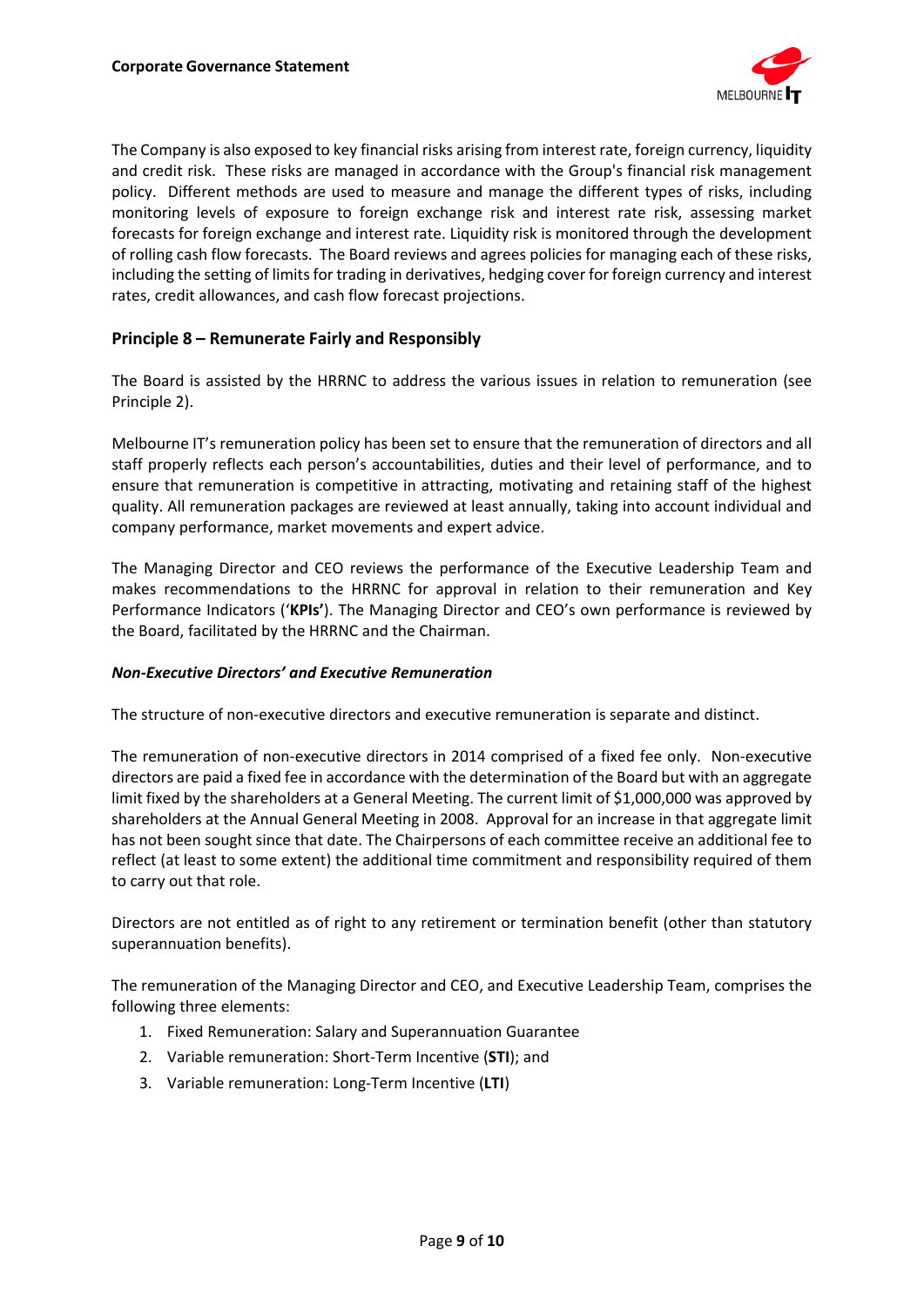The Company is also exposed to key financial risks arising from interest rate, foreign currency, liquidity and credit risk. These risks are managed in accordance with the Group's financial risk management policy. Different methods are used to measure and manage the different types of risks, including monitoring levels of exposure to foreign exchange risk and interest rate risk, assessing market forecasts for foreign exchange and interest rate. Liquidity risk is monitored through the development of rolling cash flow forecasts. The Board reviews and agrees policies for managing each of these risks, including the setting of limits for trading in derivatives, hedging cover for foreign currency and interest rates, credit allowances, and cash flow forecast projections.

## Principle 8 – Remunerate Fairly and Responsibly

The Board is assisted by the HRRNC to address the various issues in relation to remuneration (see Principle 2).

Melbourne IT's remuneration policy has been set to ensure that the remuneration of directors and all staff properly reflects each person's accountabilities, duties and their level of performance, and to ensure that remuneration is competitive in attracting, motivating and retaining staff of the highest quality. All remuneration packages are reviewed at least annually, taking into account individual and company performance, market movements and expert advice.

The Managing Director and CEO reviews the performance of the Executive Leadership Team and makes recommendations to the HRRNC for approval in relation to their remuneration and Key Performance Indicators ('**KPIs'**). The Managing Director and CEO's own performance is reviewed by the Board, facilitated by the HRRNC and the Chairman.

### *Non-Executive Directors' and Executive Remuneration*

The structure of non-executive directors and executive remuneration is separate and distinct.

The remuneration of non-executive directors in 2014 comprised of a fixed fee only. Non-executive directors are paid a fixed fee in accordance with the determination of the Board but with an aggregate limit fixed by the shareholders at a General Meeting. The current limit of $1,000,000 was approved by shareholders at the Annual General Meeting in 2008. Approval for an increase in that aggregate limit has not been sought since that date. The Chairpersons of each committee receive an additional fee to reflect (at least to some extent) the additional time commitment and responsibility required of them to carry out that role.

Directors are not entitled as of right to any retirement or termination benefit (other than statutory superannuation benefits).

The remuneration of the Managing Director and CEO, and Executive Leadership Team, comprises the following three elements:

1. Fixed Remuneration: Salary and Superannuation Guarantee
2. Variable remuneration: Short-Term Incentive (**STI**); and
3. Variable remuneration: Long-Term Incentive (**LTI**)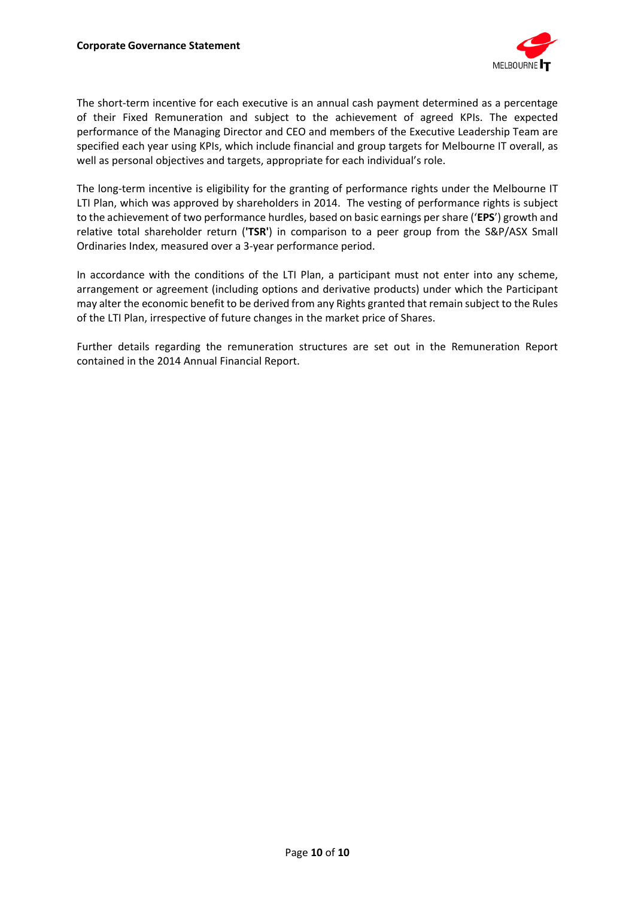The short-term incentive for each executive is an annual cash payment determined as a percentage of their Fixed Remuneration and subject to the achievement of agreed KPIs. The expected performance of the Managing Director and CEO and members of the Executive Leadership Team are specified each year using KPIs, which include financial and group targets for Melbourne IT overall, as well as personal objectives and targets, appropriate for each individual's role.

The long-term incentive is eligibility for the granting of performance rights under the Melbourne IT LTI Plan, which was approved by shareholders in 2014. The vesting of performance rights is subject to the achievement of two performance hurdles, based on basic earnings per share ('**EPS**') growth and relative total shareholder return (**'TSR'**) in comparison to a peer group from the S&P/ASX Small Ordinaries Index, measured over a 3-year performance period.

In accordance with the conditions of the LTI Plan, a participant must not enter into any scheme, arrangement or agreement (including options and derivative products) under which the Participant may alter the economic benefit to be derived from any Rights granted that remain subject to the Rules of the LTI Plan, irrespective of future changes in the market price of Shares.

Further details regarding the remuneration structures are set out in the Remuneration Report contained in the 2014 Annual Financial Report.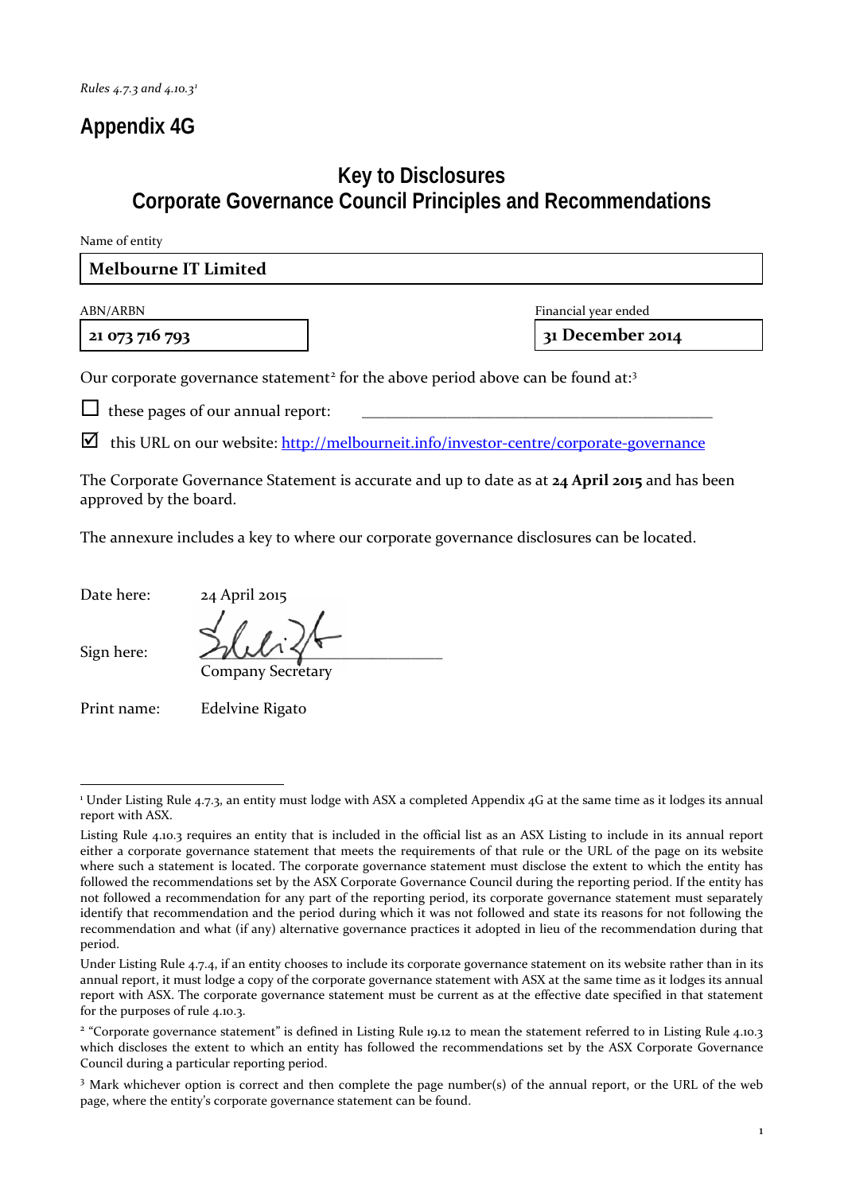*Rules 4.7.3 and 4.10.3*[1]

# Appendix 4G

## Key to Disclosures
## Corporate Governance Council Principles and Recommendations

Name of entity

| **Melbourne IT Limited** |
|---|

| ABN/ARBN | Financial year ended |
|---|---|
| **21 073 716 793** | **31 December 2014** |

Our corporate governance statement[2] for the above period above can be found at:[3]

☐ these pages of our annual report: ____________________________________________

☑ this URL on our website: http://melbourneit.info/investor-centre/corporate-governance

The Corporate Governance Statement is accurate and up to date as at **24 April 2015** and has been approved by the board.

The annexure includes a key to where our corporate governance disclosures can be located.

Date here: 24 April 2015

Sign here: ______________________
Company Secretary

Print name: Edelvine Rigato

---

[1] Under Listing Rule 4.7.3, an entity must lodge with ASX a completed Appendix 4G at the same time as it lodges its annual report with ASX.

Listing Rule 4.10.3 requires an entity that is included in the official list as an ASX Listing to include in its annual report either a corporate governance statement that meets the requirements of that rule or the URL of the page on its website where such a statement is located. The corporate governance statement must disclose the extent to which the entity has followed the recommendations set by the ASX Corporate Governance Council during the reporting period. If the entity has not followed a recommendation for any part of the reporting period, its corporate governance statement must separately identify that recommendation and the period during which it was not followed and state its reasons for not following the recommendation and what (if any) alternative governance practices it adopted in lieu of the recommendation during that period.

Under Listing Rule 4.7.4, if an entity chooses to include its corporate governance statement on its website rather than in its annual report, it must lodge a copy of the corporate governance statement with ASX at the same time as it lodges its annual report with ASX. The corporate governance statement must be current as at the effective date specified in that statement for the purposes of rule 4.10.3.

[2] "Corporate governance statement" is defined in Listing Rule 19.12 to mean the statement referred to in Listing Rule 4.10.3 which discloses the extent to which an entity has followed the recommendations set by the ASX Corporate Governance Council during a particular reporting period.

[3] Mark whichever option is correct and then complete the page number(s) of the annual report, or the URL of the web page, where the entity's corporate governance statement can be found.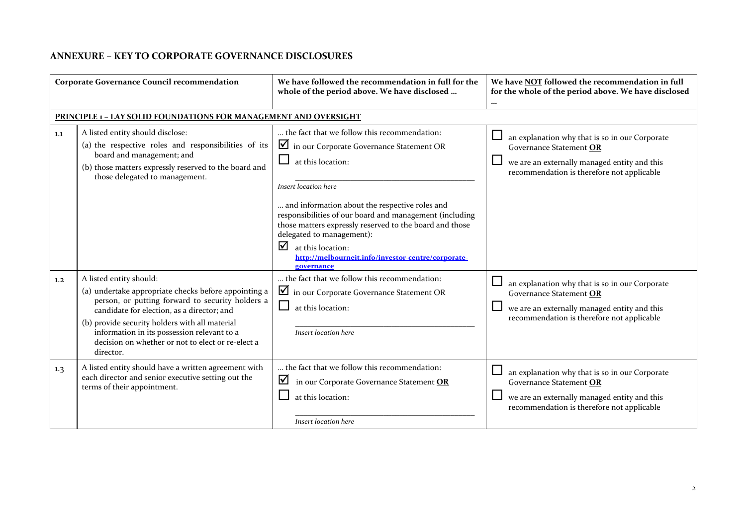## ANNEXURE – KEY TO CORPORATE GOVERNANCE DISCLOSURES

| | Corporate Governance Council recommendation | We have followed the recommendation in full for the whole of the period above. We have disclosed … | We have <u>NOT</u> followed the recommendation in full for the whole of the period above. We have disclosed … |
|---|---|---|---|
| **PRINCIPLE 1 – LAY SOLID FOUNDATIONS FOR MANAGEMENT AND OVERSIGHT** | | | |
| 1.1 | A listed entity should disclose:<br>(a) the respective roles and responsibilities of its board and management; and<br>(b) those matters expressly reserved to the board and those delegated to management. | … the fact that we follow this recommendation:<br>☑ in our Corporate Governance Statement OR<br>☐ at this location:<br>_______________<br>*Insert location here*<br>… and information about the respective roles and responsibilities of our board and management (including those matters expressly reserved to the board and those delegated to management):<br>☑ at this location:<br>**http://melbourneit.info/investor-centre/corporate-governance** | ☐ an explanation why that is so in our Corporate Governance Statement **OR**<br>☐ we are an externally managed entity and this recommendation is therefore not applicable |
| 1.2 | A listed entity should:<br>(a) undertake appropriate checks before appointing a person, or putting forward to security holders a candidate for election, as a director; and<br>(b) provide security holders with all material information in its possession relevant to a decision on whether or not to elect or re-elect a director. | … the fact that we follow this recommendation:<br>☑ in our Corporate Governance Statement OR<br>☐ at this location:<br>_______________<br>*Insert location here* | ☐ an explanation why that is so in our Corporate Governance Statement **OR**<br>☐ we are an externally managed entity and this recommendation is therefore not applicable |
| 1.3 | A listed entity should have a written agreement with each director and senior executive setting out the terms of their appointment. | … the fact that we follow this recommendation:<br>☑ in our Corporate Governance Statement **OR**<br>☐ at this location:<br>_______________<br>*Insert location here* | ☐ an explanation why that is so in our Corporate Governance Statement **OR**<br>☐ we are an externally managed entity and this recommendation is therefore not applicable |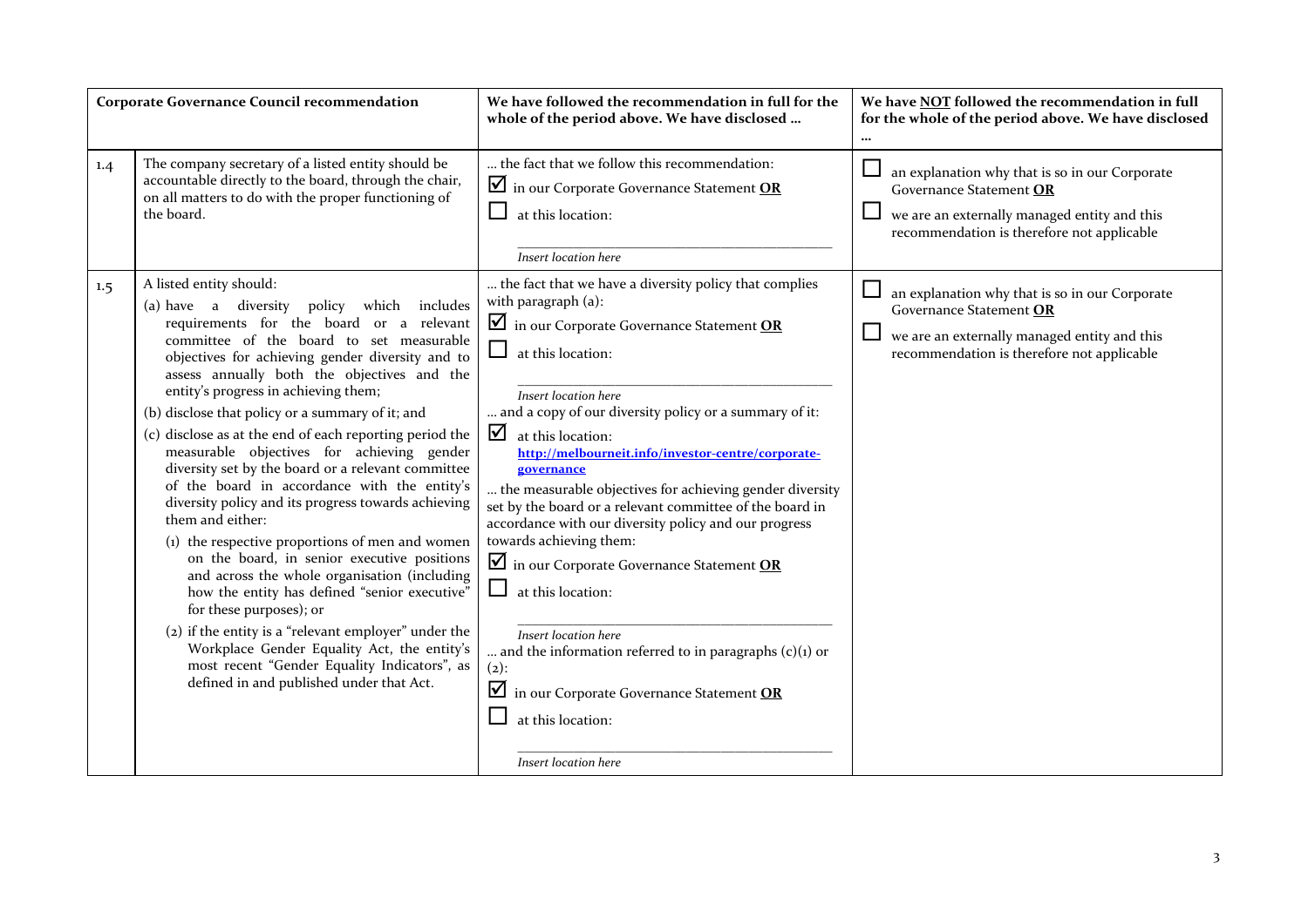| Corporate Governance Council recommendation | | We have followed the recommendation in full for the whole of the period above. We have disclosed … | We have NOT followed the recommendation in full for the whole of the period above. We have disclosed … |
|---|---|---|---|
| 1.4 | The company secretary of a listed entity should be accountable directly to the board, through the chair, on all matters to do with the proper functioning of the board. | … the fact that we follow this recommendation:<br>☑ in our Corporate Governance Statement **OR**<br>☐ at this location:<br>_Insert location here_ | ☐ an explanation why that is so in our Corporate Governance Statement **OR**<br>☐ we are an externally managed entity and this recommendation is therefore not applicable |
| 1.5 | A listed entity should:<br>(a) have a diversity policy which includes requirements for the board or a relevant committee of the board to set measurable objectives for achieving gender diversity and to assess annually both the objectives and the entity's progress in achieving them;<br>(b) disclose that policy or a summary of it; and<br>(c) disclose as at the end of each reporting period the measurable objectives for achieving gender diversity set by the board or a relevant committee of the board in accordance with the entity's diversity policy and its progress towards achieving them and either:<br>(1) the respective proportions of men and women on the board, in senior executive positions and across the whole organisation (including how the entity has defined "senior executive" for these purposes); or<br>(2) if the entity is a "relevant employer" under the Workplace Gender Equality Act, the entity's most recent "Gender Equality Indicators", as defined in and published under that Act. | … the fact that we have a diversity policy that complies with paragraph (a):<br>☑ in our Corporate Governance Statement **OR**<br>☐ at this location:<br>_Insert location here_<br>… and a copy of our diversity policy or a summary of it:<br>☑ at this location:<br>**http://melbourneit.info/investor-centre/corporate-governance**<br>… the measurable objectives for achieving gender diversity set by the board or a relevant committee of the board in accordance with our diversity policy and our progress towards achieving them:<br>☑ in our Corporate Governance Statement **OR**<br>☐ at this location:<br>_Insert location here_<br>… and the information referred to in paragraphs (c)(1) or (2):<br>☑ in our Corporate Governance Statement **OR**<br>☐ at this location:<br>_Insert location here_ | ☐ an explanation why that is so in our Corporate Governance Statement **OR**<br>☐ we are an externally managed entity and this recommendation is therefore not applicable |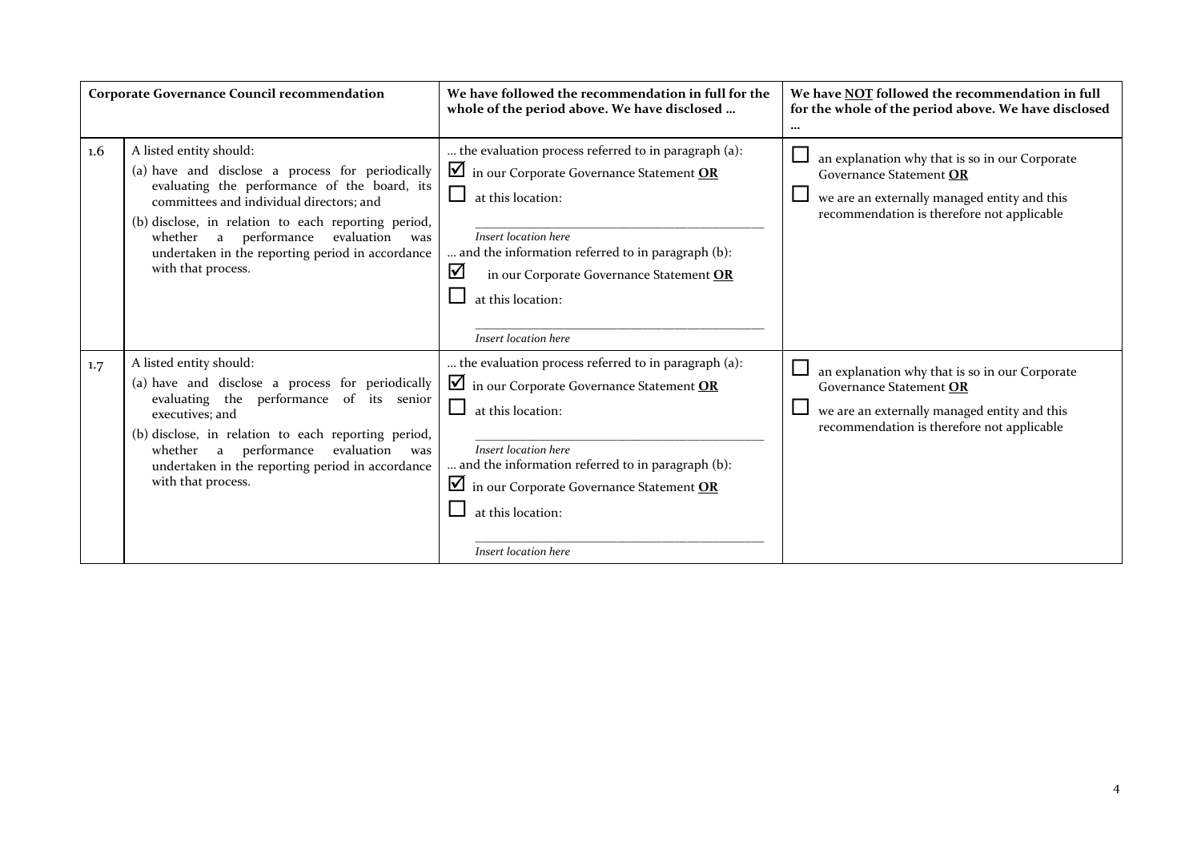| | Corporate Governance Council recommendation | We have followed the recommendation in full for the whole of the period above. We have disclosed … | We have **NOT** followed the recommendation in full for the whole of the period above. We have disclosed … |
|---|---|---|---|
| 1.6 | A listed entity should:<br>(a) have and disclose a process for periodically evaluating the performance of the board, its committees and individual directors; and<br>(b) disclose, in relation to each reporting period, whether a performance evaluation was undertaken in the reporting period in accordance with that process. | … the evaluation process referred to in paragraph (a):<br>☑ in our Corporate Governance Statement **OR**<br>☐ at this location:<br>\_\_\_\_\_\_\_\_\_\_\_\_\_\_\_\_\_\_\_\_<br>*Insert location here*<br>… and the information referred to in paragraph (b):<br>☑ in our Corporate Governance Statement **OR**<br>☐ at this location:<br>\_\_\_\_\_\_\_\_\_\_\_\_\_\_\_\_\_\_\_\_<br>*Insert location here* | ☐ an explanation why that is so in our Corporate Governance Statement **OR**<br>☐ we are an externally managed entity and this recommendation is therefore not applicable |
| 1.7 | A listed entity should:<br>(a) have and disclose a process for periodically evaluating the performance of its senior executives; and<br>(b) disclose, in relation to each reporting period, whether a performance evaluation was undertaken in the reporting period in accordance with that process. | … the evaluation process referred to in paragraph (a):<br>☑ in our Corporate Governance Statement **OR**<br>☐ at this location:<br>\_\_\_\_\_\_\_\_\_\_\_\_\_\_\_\_\_\_\_\_<br>*Insert location here*<br>… and the information referred to in paragraph (b):<br>☑ in our Corporate Governance Statement **OR**<br>☐ at this location:<br>\_\_\_\_\_\_\_\_\_\_\_\_\_\_\_\_\_\_\_\_<br>*Insert location here* | ☐ an explanation why that is so in our Corporate Governance Statement **OR**<br>☐ we are an externally managed entity and this recommendation is therefore not applicable |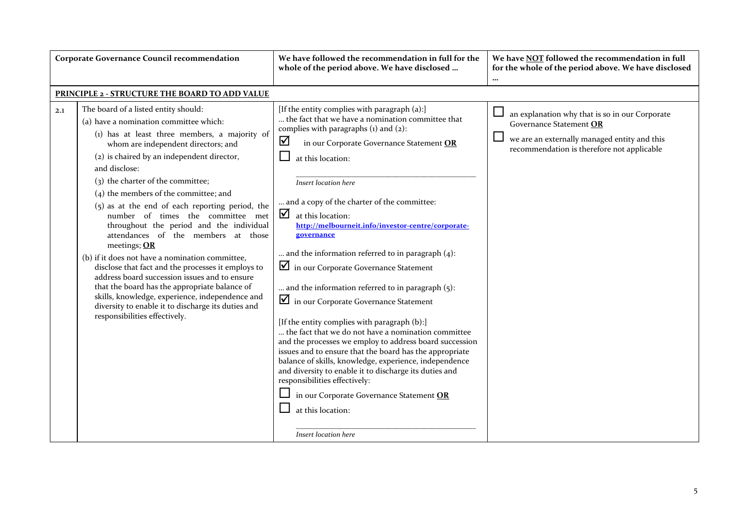| | Corporate Governance Council recommendation | We have followed the recommendation in full for the whole of the period above. We have disclosed … | We have NOT followed the recommendation in full for the whole of the period above. We have disclosed … |
|---|---|---|---|
| **PRINCIPLE 2 - STRUCTURE THE BOARD TO ADD VALUE** | | | |
| 2.1 | The board of a listed entity should:<br>(a) have a nomination committee which:<br>(1) has at least three members, a majority of whom are independent directors; and<br>(2) is chaired by an independent director,<br>and disclose:<br>(3) the charter of the committee;<br>(4) the members of the committee; and<br>(5) as at the end of each reporting period, the number of times the committee met throughout the period and the individual attendances of the members at those meetings; **OR**<br>(b) if it does not have a nomination committee, disclose that fact and the processes it employs to address board succession issues and to ensure that the board has the appropriate balance of skills, knowledge, experience, independence and diversity to enable it to discharge its duties and responsibilities effectively. | [If the entity complies with paragraph (a):]<br>… the fact that we have a nomination committee that complies with paragraphs (1) and (2):<br>☑ in our Corporate Governance Statement **OR**<br>☐ at this location:<br>________________<br>*Insert location here*<br>… and a copy of the charter of the committee:<br>☑ at this location:<br>**http://melbourneit.info/investor-centre/corporate-governance**<br>… and the information referred to in paragraph (4):<br>☑ in our Corporate Governance Statement<br>… and the information referred to in paragraph (5):<br>☑ in our Corporate Governance Statement<br>[If the entity complies with paragraph (b):]<br>… the fact that we do not have a nomination committee and the processes we employ to address board succession issues and to ensure that the board has the appropriate balance of skills, knowledge, experience, independence and diversity to enable it to discharge its duties and responsibilities effectively:<br>☐ in our Corporate Governance Statement **OR**<br>☐ at this location:<br>________________<br>*Insert location here* | ☐ an explanation why that is so in our Corporate Governance Statement **OR**<br>☐ we are an externally managed entity and this recommendation is therefore not applicable |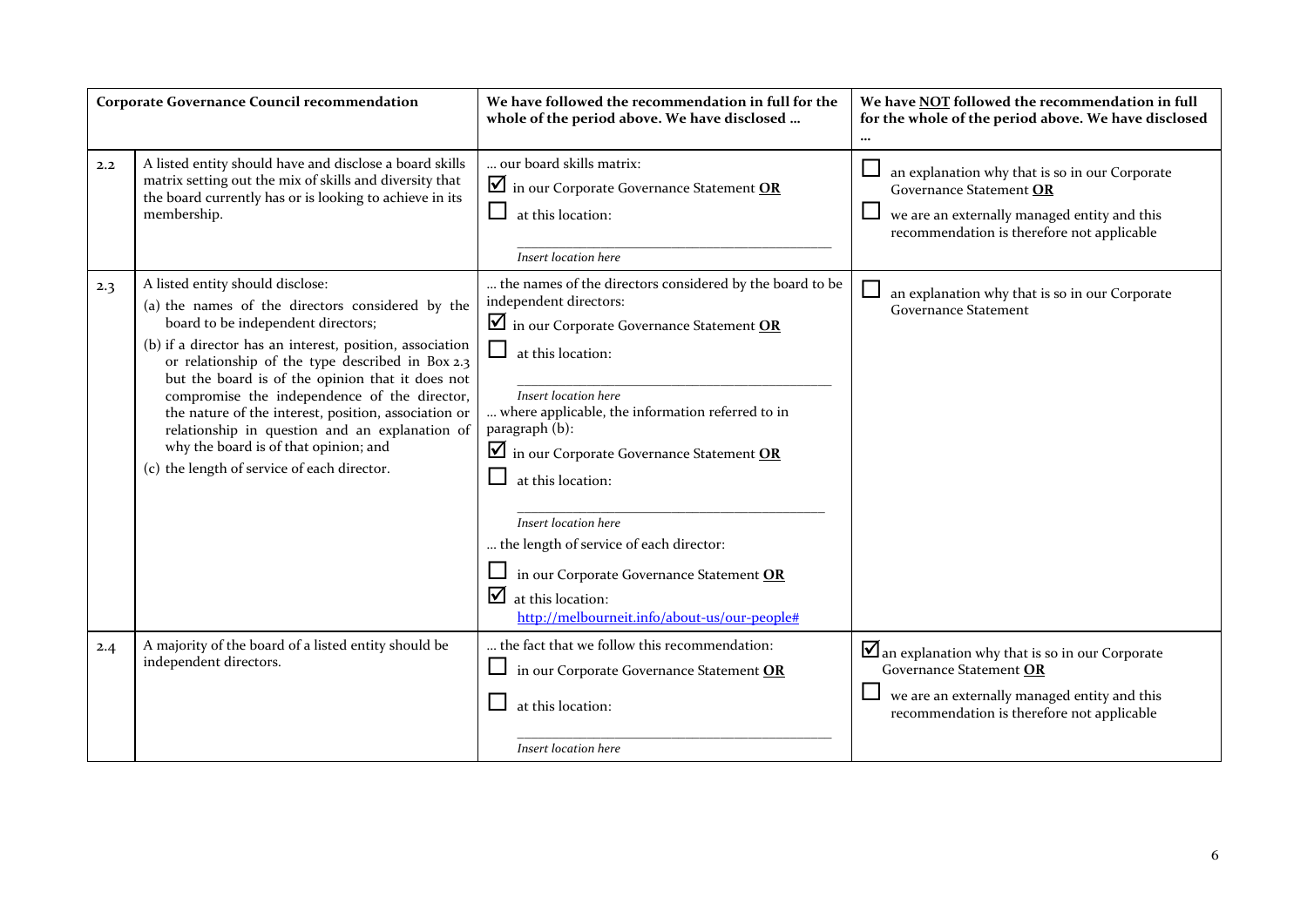| Corporate Governance Council recommendation | | We have followed the recommendation in full for the whole of the period above. We have disclosed … | We have NOT followed the recommendation in full for the whole of the period above. We have disclosed … |
|---|---|---|---|
| 2.2 | A listed entity should have and disclose a board skills matrix setting out the mix of skills and diversity that the board currently has or is looking to achieve in its membership. | … our board skills matrix:<br>☑ in our Corporate Governance Statement **OR**<br>☐ at this location:<br>_______________<br>*Insert location here* | ☐ an explanation why that is so in our Corporate Governance Statement **OR**<br>☐ we are an externally managed entity and this recommendation is therefore not applicable |
| 2.3 | A listed entity should disclose:<br>(a) the names of the directors considered by the board to be independent directors;<br>(b) if a director has an interest, position, association or relationship of the type described in Box 2.3 but the board is of the opinion that it does not compromise the independence of the director, the nature of the interest, position, association or relationship in question and an explanation of why the board is of that opinion; and<br>(c) the length of service of each director. | … the names of the directors considered by the board to be independent directors:<br>☑ in our Corporate Governance Statement **OR**<br>☐ at this location:<br>_______________<br>*Insert location here*<br>… where applicable, the information referred to in paragraph (b):<br>☑ in our Corporate Governance Statement **OR**<br>☐ at this location:<br>_______________<br>*Insert location here*<br>… the length of service of each director:<br>☐ in our Corporate Governance Statement **OR**<br>☑ at this location:<br>http://melbourneit.info/about-us/our-people# | ☐ an explanation why that is so in our Corporate Governance Statement |
| 2.4 | A majority of the board of a listed entity should be independent directors. | … the fact that we follow this recommendation:<br>☐ in our Corporate Governance Statement **OR**<br>☐ at this location:<br>_______________<br>*Insert location here* | ☑ an explanation why that is so in our Corporate Governance Statement **OR**<br>☐ we are an externally managed entity and this recommendation is therefore not applicable |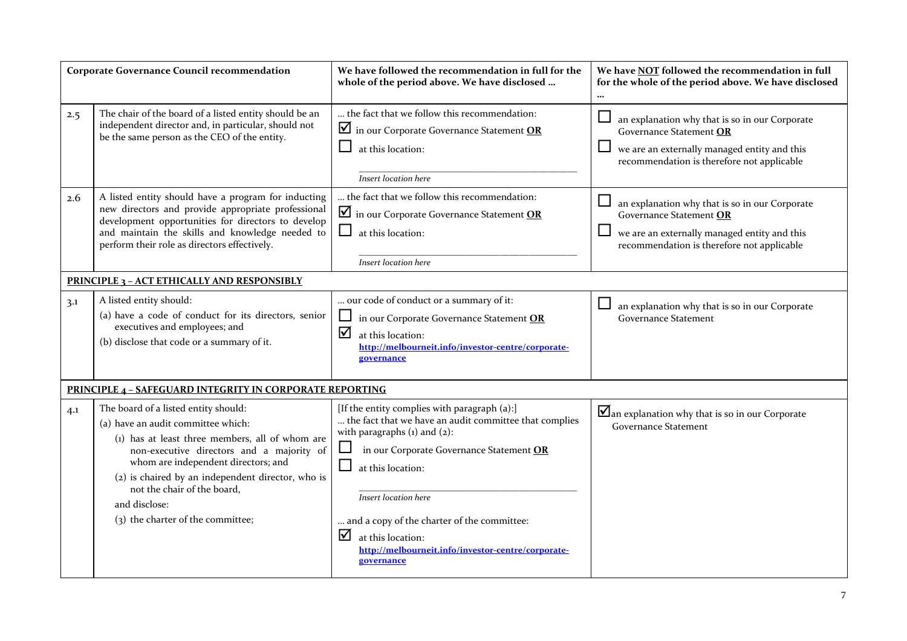| Corporate Governance Council recommendation | | We have followed the recommendation in full for the whole of the period above. We have disclosed … | We have NOT followed the recommendation in full for the whole of the period above. We have disclosed … |
|---|---|---|---|
| 2.5 | The chair of the board of a listed entity should be an independent director and, in particular, should not be the same person as the CEO of the entity. | … the fact that we follow this recommendation:<br>☑ in our Corporate Governance Statement **OR**<br>☐ at this location:<br>_Insert location here_ | ☐ an explanation why that is so in our Corporate Governance Statement **OR**<br>☐ we are an externally managed entity and this recommendation is therefore not applicable |
| 2.6 | A listed entity should have a program for inducting new directors and provide appropriate professional development opportunities for directors to develop and maintain the skills and knowledge needed to perform their role as directors effectively. | … the fact that we follow this recommendation:<br>☑ in our Corporate Governance Statement **OR**<br>☐ at this location:<br>_Insert location here_ | ☐ an explanation why that is so in our Corporate Governance Statement **OR**<br>☐ we are an externally managed entity and this recommendation is therefore not applicable |
| **PRINCIPLE 3 – ACT ETHICALLY AND RESPONSIBLY** | | | |
| 3.1 | A listed entity should:<br>(a) have a code of conduct for its directors, senior executives and employees; and<br>(b) disclose that code or a summary of it. | … our code of conduct or a summary of it:<br>☐ in our Corporate Governance Statement **OR**<br>☑ at this location:<br>**http://melbourneit.info/investor-centre/corporate-governance** | ☐ an explanation why that is so in our Corporate Governance Statement |
| **PRINCIPLE 4 – SAFEGUARD INTEGRITY IN CORPORATE REPORTING** | | | |
| 4.1 | The board of a listed entity should:<br>(a) have an audit committee which:<br>(1) has at least three members, all of whom are non-executive directors and a majority of whom are independent directors; and<br>(2) is chaired by an independent director, who is not the chair of the board,<br>and disclose:<br>(3) the charter of the committee; | [If the entity complies with paragraph (a):]<br>… the fact that we have an audit committee that complies with paragraphs (1) and (2):<br>☐ in our Corporate Governance Statement **OR**<br>☐ at this location:<br>_Insert location here_<br>… and a copy of the charter of the committee:<br>☑ at this location:<br>**http://melbourneit.info/investor-centre/corporate-governance** | ☑ an explanation why that is so in our Corporate Governance Statement |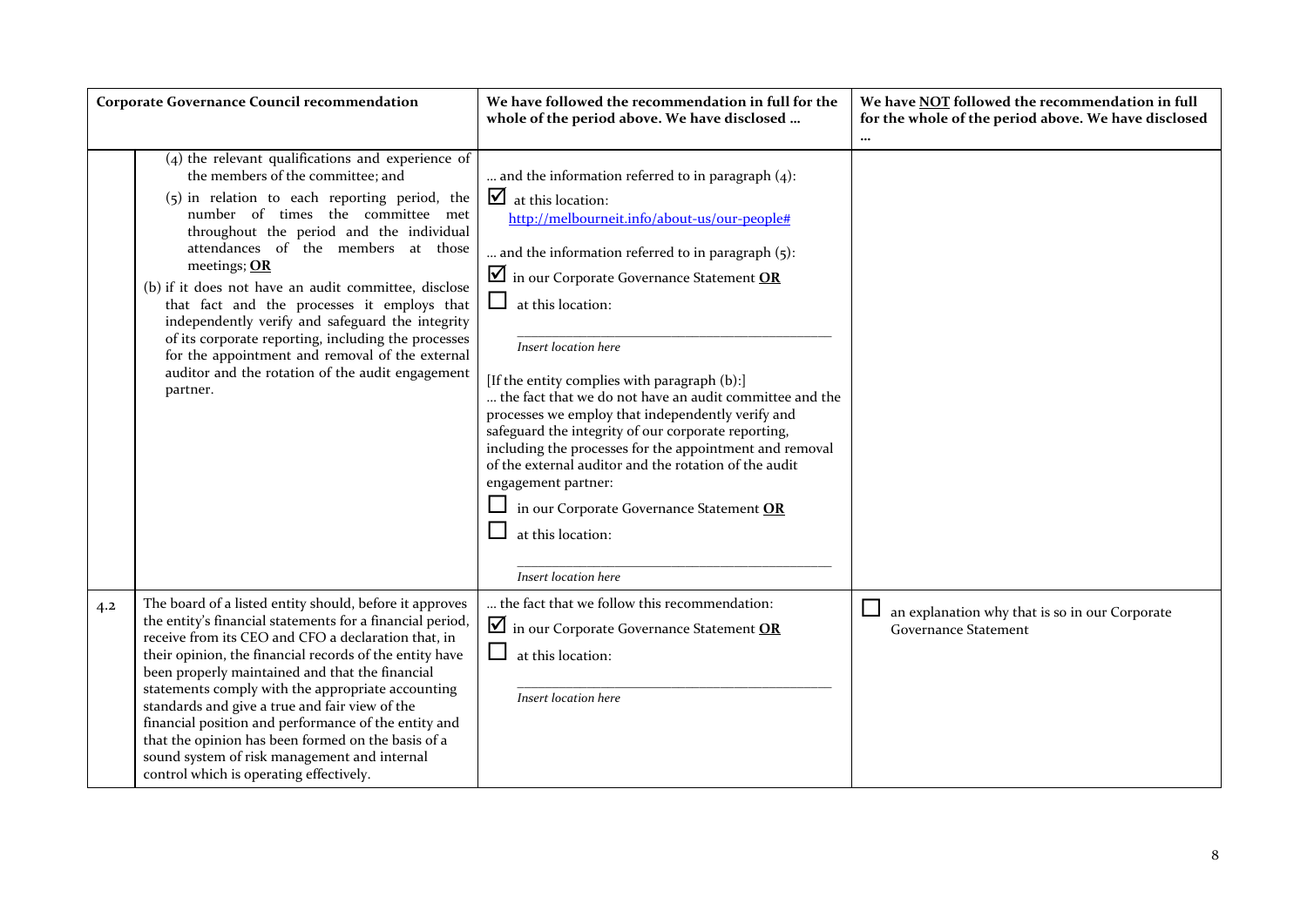| Corporate Governance Council recommendation | | We have followed the recommendation in full for the whole of the period above. We have disclosed … | We have NOT followed the recommendation in full for the whole of the period above. We have disclosed … |
|---|---|---|---|
| | (4) the relevant qualifications and experience of the members of the committee; and<br>(5) in relation to each reporting period, the number of times the committee met throughout the period and the individual attendances of the members at those meetings; **OR**<br>(b) if it does not have an audit committee, disclose that fact and the processes it employs that independently verify and safeguard the integrity of its corporate reporting, including the processes for the appointment and removal of the external auditor and the rotation of the audit engagement partner. | … and the information referred to in paragraph (4):<br>☑ at this location:<br>http://melbourneit.info/about-us/our-people#<br><br>… and the information referred to in paragraph (5):<br>☑ in our Corporate Governance Statement **OR**<br>☐ at this location:<br>_Insert location here_<br><br>[If the entity complies with paragraph (b):]<br>… the fact that we do not have an audit committee and the processes we employ that independently verify and safeguard the integrity of our corporate reporting, including the processes for the appointment and removal of the external auditor and the rotation of the audit engagement partner:<br>☐ in our Corporate Governance Statement **OR**<br>☐ at this location:<br>_Insert location here_ | |
| 4.2 | The board of a listed entity should, before it approves the entity's financial statements for a financial period, receive from its CEO and CFO a declaration that, in their opinion, the financial records of the entity have been properly maintained and that the financial statements comply with the appropriate accounting standards and give a true and fair view of the financial position and performance of the entity and that the opinion has been formed on the basis of a sound system of risk management and internal control which is operating effectively. | … the fact that we follow this recommendation:<br>☑ in our Corporate Governance Statement **OR**<br>☐ at this location:<br>_Insert location here_ | ☐ an explanation why that is so in our Corporate Governance Statement |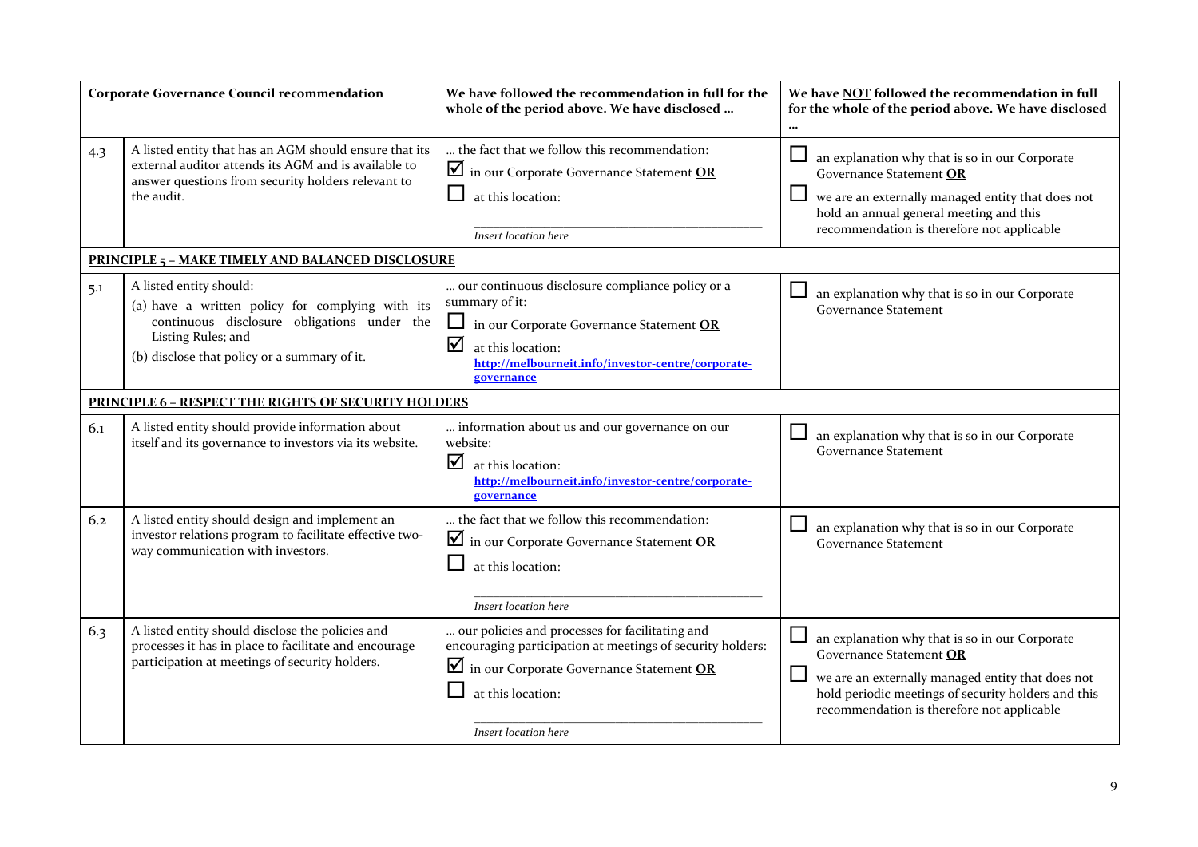| Corporate Governance Council recommendation | | We have followed the recommendation in full for the whole of the period above. We have disclosed … | We have NOT followed the recommendation in full for the whole of the period above. We have disclosed … |
|---|---|---|---|
| 4.3 | A listed entity that has an AGM should ensure that its external auditor attends its AGM and is available to answer questions from security holders relevant to the audit. | … the fact that we follow this recommendation:<br>☑ in our Corporate Governance Statement **OR**<br>☐ at this location:<br>*Insert location here* | ☐ an explanation why that is so in our Corporate Governance Statement **OR**<br>☐ we are an externally managed entity that does not hold an annual general meeting and this recommendation is therefore not applicable |
| **PRINCIPLE 5 – MAKE TIMELY AND BALANCED DISCLOSURE** | | | |
| 5.1 | A listed entity should:<br>(a) have a written policy for complying with its continuous disclosure obligations under the Listing Rules; and<br>(b) disclose that policy or a summary of it. | … our continuous disclosure compliance policy or a summary of it:<br>☐ in our Corporate Governance Statement **OR**<br>☑ at this location:<br>**http://melbourneit.info/investor-centre/corporate-governance** | ☐ an explanation why that is so in our Corporate Governance Statement |
| **PRINCIPLE 6 – RESPECT THE RIGHTS OF SECURITY HOLDERS** | | | |
| 6.1 | A listed entity should provide information about itself and its governance to investors via its website. | … information about us and our governance on our website:<br>☑ at this location:<br>**http://melbourneit.info/investor-centre/corporate-governance** | ☐ an explanation why that is so in our Corporate Governance Statement |
| 6.2 | A listed entity should design and implement an investor relations program to facilitate effective two-way communication with investors. | … the fact that we follow this recommendation:<br>☑ in our Corporate Governance Statement **OR**<br>☐ at this location:<br>*Insert location here* | ☐ an explanation why that is so in our Corporate Governance Statement |
| 6.3 | A listed entity should disclose the policies and processes it has in place to facilitate and encourage participation at meetings of security holders. | … our policies and processes for facilitating and encouraging participation at meetings of security holders:<br>☑ in our Corporate Governance Statement **OR**<br>☐ at this location:<br>*Insert location here* | ☐ an explanation why that is so in our Corporate Governance Statement **OR**<br>☐ we are an externally managed entity that does not hold periodic meetings of security holders and this recommendation is therefore not applicable |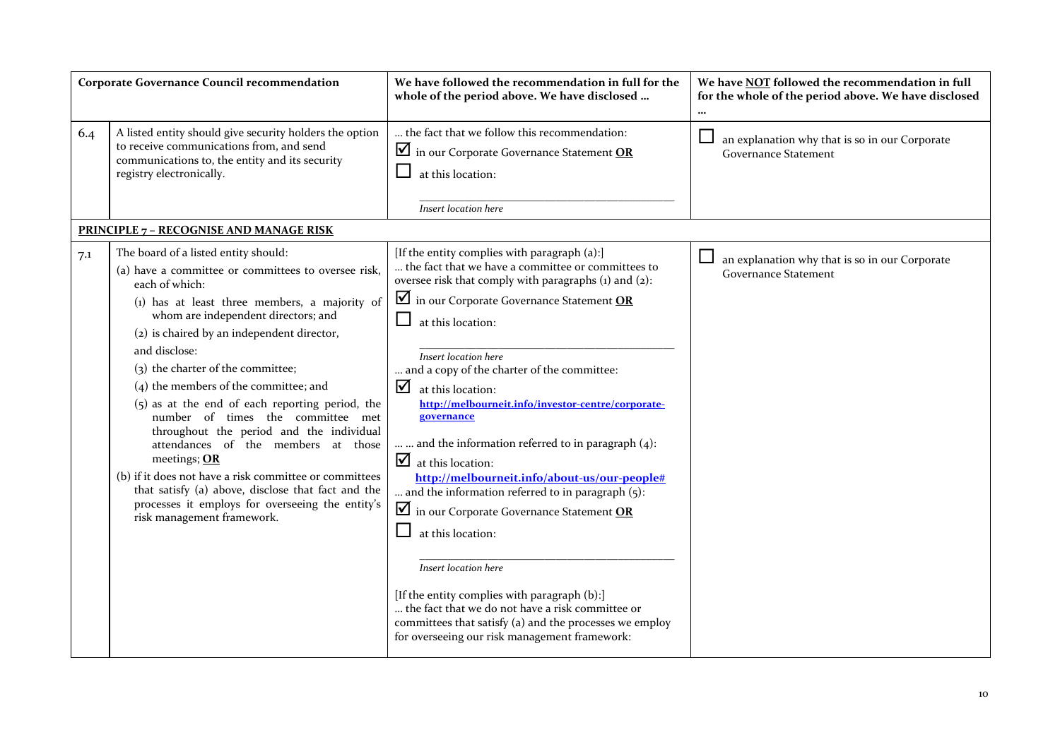| Corporate Governance Council recommendation | | We have followed the recommendation in full for the whole of the period above. We have disclosed … | We have NOT followed the recommendation in full for the whole of the period above. We have disclosed … |
|---|---|---|---|
| 6.4 | A listed entity should give security holders the option to receive communications from, and send communications to, the entity and its security registry electronically. | … the fact that we follow this recommendation:<br>☑ in our Corporate Governance Statement **OR**<br>☐ at this location:<br>*Insert location here* | ☐ an explanation why that is so in our Corporate Governance Statement |
| **PRINCIPLE 7 – RECOGNISE AND MANAGE RISK** | | | |
| 7.1 | The board of a listed entity should:<br>(a) have a committee or committees to oversee risk, each of which:<br>(1) has at least three members, a majority of whom are independent directors; and<br>(2) is chaired by an independent director,<br>and disclose:<br>(3) the charter of the committee;<br>(4) the members of the committee; and<br>(5) as at the end of each reporting period, the number of times the committee met throughout the period and the individual attendances of the members at those meetings; **OR**<br>(b) if it does not have a risk committee or committees that satisfy (a) above, disclose that fact and the processes it employs for overseeing the entity's risk management framework. | [If the entity complies with paragraph (a):]<br>… the fact that we have a committee or committees to oversee risk that comply with paragraphs (1) and (2):<br>☑ in our Corporate Governance Statement **OR**<br>☐ at this location:<br>*Insert location here*<br>… and a copy of the charter of the committee:<br>☑ at this location:<br>http://melbourneit.info/investor-centre/corporate-governance<br>… … and the information referred to in paragraph (4):<br>☑ at this location:<br>http://melbourneit.info/about-us/our-people#<br>… and the information referred to in paragraph (5):<br>☑ in our Corporate Governance Statement **OR**<br>☐ at this location:<br>*Insert location here*<br>[If the entity complies with paragraph (b):]<br>… the fact that we do not have a risk committee or committees that satisfy (a) and the processes we employ for overseeing our risk management framework: | ☐ an explanation why that is so in our Corporate Governance Statement |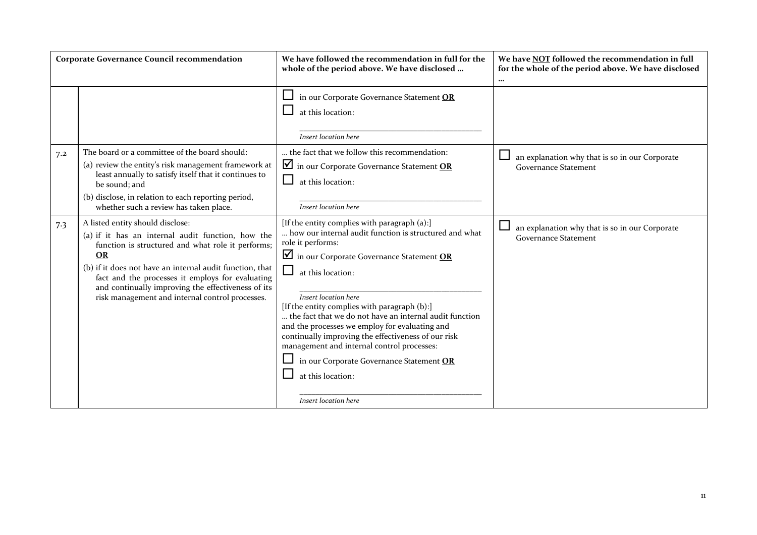| | Corporate Governance Council recommendation | We have followed the recommendation in full for the whole of the period above. We have disclosed … | We have NOT followed the recommendation in full for the whole of the period above. We have disclosed … |
|---|---|---|---|
| | | ☐ in our Corporate Governance Statement **OR**<br>☐ at this location:<br>\_\_\_\_\_\_\_\_\_\_\_\_\_\_\_\_\_\_\_\_<br>*Insert location here* | |
| 7.2 | The board or a committee of the board should:<br>(a) review the entity's risk management framework at least annually to satisfy itself that it continues to be sound; and<br>(b) disclose, in relation to each reporting period, whether such a review has taken place. | … the fact that we follow this recommendation:<br>☑ in our Corporate Governance Statement **OR**<br>☐ at this location:<br>\_\_\_\_\_\_\_\_\_\_\_\_\_\_\_\_\_\_\_\_<br>*Insert location here* | ☐ an explanation why that is so in our Corporate Governance Statement |
| 7.3 | A listed entity should disclose:<br>(a) if it has an internal audit function, how the function is structured and what role it performs; **OR**<br>(b) if it does not have an internal audit function, that fact and the processes it employs for evaluating and continually improving the effectiveness of its risk management and internal control processes. | [If the entity complies with paragraph (a):]<br>… how our internal audit function is structured and what role it performs:<br>☑ in our Corporate Governance Statement **OR**<br>☐ at this location:<br>\_\_\_\_\_\_\_\_\_\_\_\_\_\_\_\_\_\_\_\_<br>*Insert location here*<br>[If the entity complies with paragraph (b):]<br>… the fact that we do not have an internal audit function and the processes we employ for evaluating and continually improving the effectiveness of our risk management and internal control processes:<br>☐ in our Corporate Governance Statement **OR**<br>☐ at this location:<br>\_\_\_\_\_\_\_\_\_\_\_\_\_\_\_\_\_\_\_\_<br>*Insert location here* | ☐ an explanation why that is so in our Corporate Governance Statement |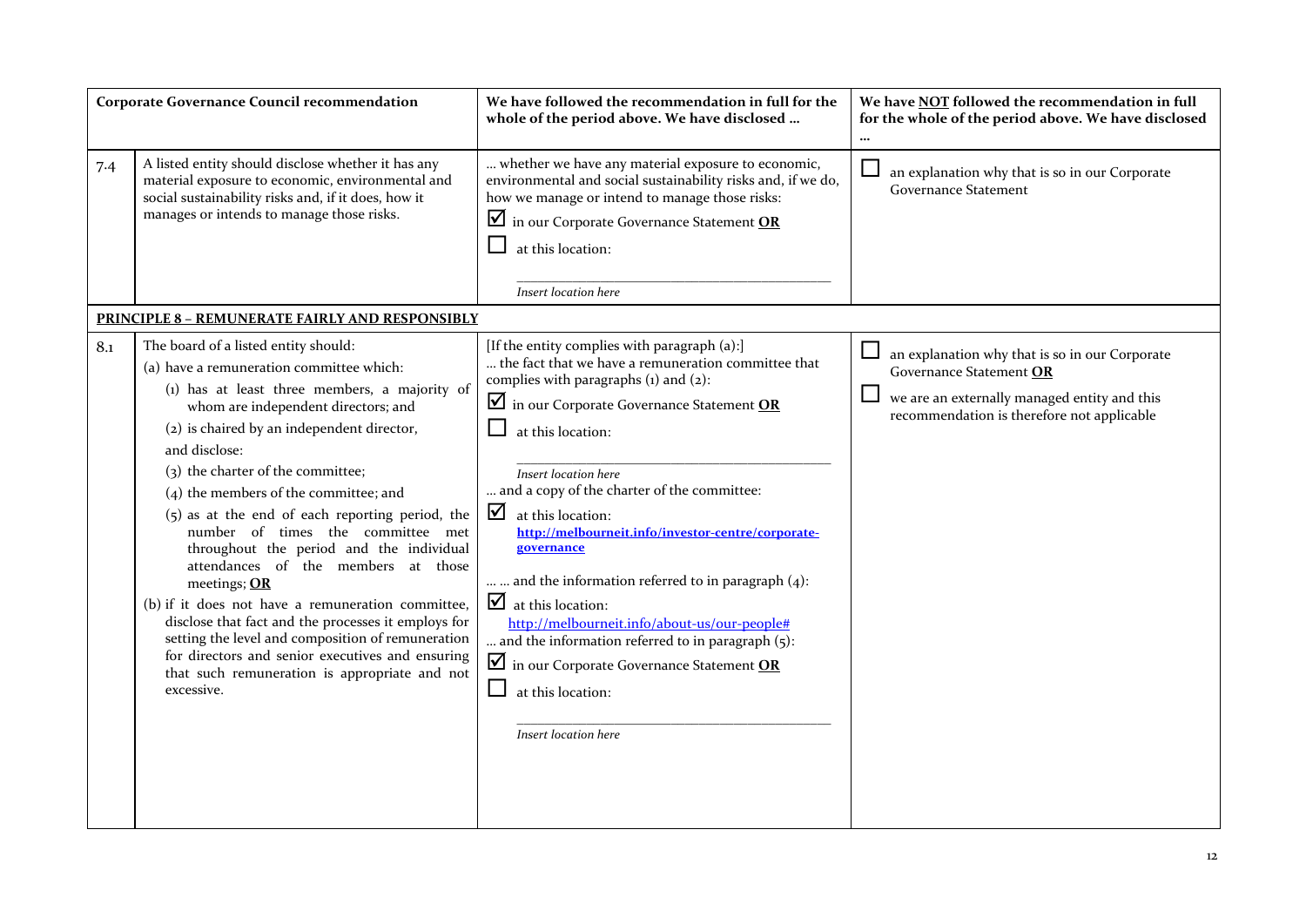| Corporate Governance Council recommendation | | We have followed the recommendation in full for the whole of the period above. We have disclosed … | We have NOT followed the recommendation in full for the whole of the period above. We have disclosed … |
|---|---|---|---|
| 7.4 | A listed entity should disclose whether it has any material exposure to economic, environmental and social sustainability risks and, if it does, how it manages or intends to manage those risks. | … whether we have any material exposure to economic, environmental and social sustainability risks and, if we do, how we manage or intend to manage those risks:<br>☑ in our Corporate Governance Statement **OR**<br>☐ at this location:<br>*Insert location here* | ☐ an explanation why that is so in our Corporate Governance Statement |
| **PRINCIPLE 8 – REMUNERATE FAIRLY AND RESPONSIBLY** | | | |
| 8.1 | The board of a listed entity should:<br>(a) have a remuneration committee which:<br>(1) has at least three members, a majority of whom are independent directors; and<br>(2) is chaired by an independent director,<br>and disclose:<br>(3) the charter of the committee;<br>(4) the members of the committee; and<br>(5) as at the end of each reporting period, the number of times the committee met throughout the period and the individual attendances of the members at those meetings; **OR**<br>(b) if it does not have a remuneration committee, disclose that fact and the processes it employs for setting the level and composition of remuneration for directors and senior executives and ensuring that such remuneration is appropriate and not excessive. | [If the entity complies with paragraph (a):]<br>… the fact that we have a remuneration committee that complies with paragraphs (1) and (2):<br>☑ in our Corporate Governance Statement **OR**<br>☐ at this location:<br>*Insert location here*<br>… and a copy of the charter of the committee:<br>☑ at this location:<br>**http://melbourneit.info/investor-centre/corporate-governance**<br>… … and the information referred to in paragraph (4):<br>☑ at this location:<br>http://melbourneit.info/about-us/our-people#<br>… and the information referred to in paragraph (5):<br>☑ in our Corporate Governance Statement **OR**<br>☐ at this location:<br>*Insert location here* | ☐ an explanation why that is so in our Corporate Governance Statement **OR**<br>☐ we are an externally managed entity and this recommendation is therefore not applicable |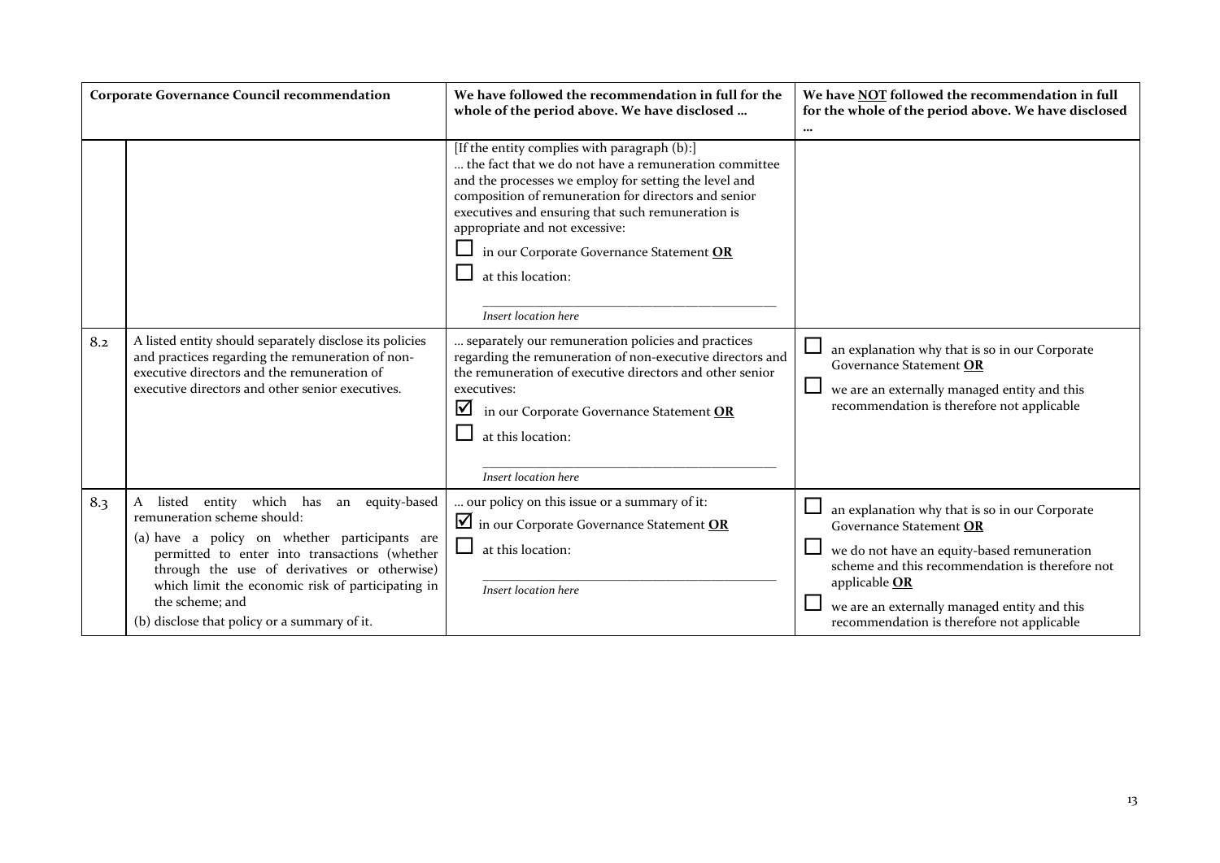| Corporate Governance Council recommendation | | We have followed the recommendation in full for the whole of the period above. We have disclosed … | We have NOT followed the recommendation in full for the whole of the period above. We have disclosed … |
|---|---|---|---|
| | | [If the entity complies with paragraph (b):]<br>… the fact that we do not have a remuneration committee and the processes we employ for setting the level and composition of remuneration for directors and senior executives and ensuring that such remuneration is appropriate and not excessive:<br>☐ in our Corporate Governance Statement **OR**<br>☐ at this location:<br>\_\_\_\_\_\_\_\_\_\_\_\_\_\_\_\_\_\_\_\_<br>*Insert location here* | |
| 8.2 | A listed entity should separately disclose its policies and practices regarding the remuneration of non-executive directors and the remuneration of executive directors and other senior executives. | … separately our remuneration policies and practices regarding the remuneration of non-executive directors and the remuneration of executive directors and other senior executives:<br>☑ in our Corporate Governance Statement **OR**<br>☐ at this location:<br>\_\_\_\_\_\_\_\_\_\_\_\_\_\_\_\_\_\_\_\_<br>*Insert location here* | ☐ an explanation why that is so in our Corporate Governance Statement **OR**<br>☐ we are an externally managed entity and this recommendation is therefore not applicable |
| 8.3 | A listed entity which has an equity-based remuneration scheme should:<br>(a) have a policy on whether participants are permitted to enter into transactions (whether through the use of derivatives or otherwise) which limit the economic risk of participating in the scheme; and<br>(b) disclose that policy or a summary of it. | … our policy on this issue or a summary of it:<br>☑ in our Corporate Governance Statement **OR**<br>☐ at this location:<br>\_\_\_\_\_\_\_\_\_\_\_\_\_\_\_\_\_\_\_\_<br>*Insert location here* | ☐ an explanation why that is so in our Corporate Governance Statement **OR**<br>☐ we do not have an equity-based remuneration scheme and this recommendation is therefore not applicable **OR**<br>☐ we are an externally managed entity and this recommendation is therefore not applicable |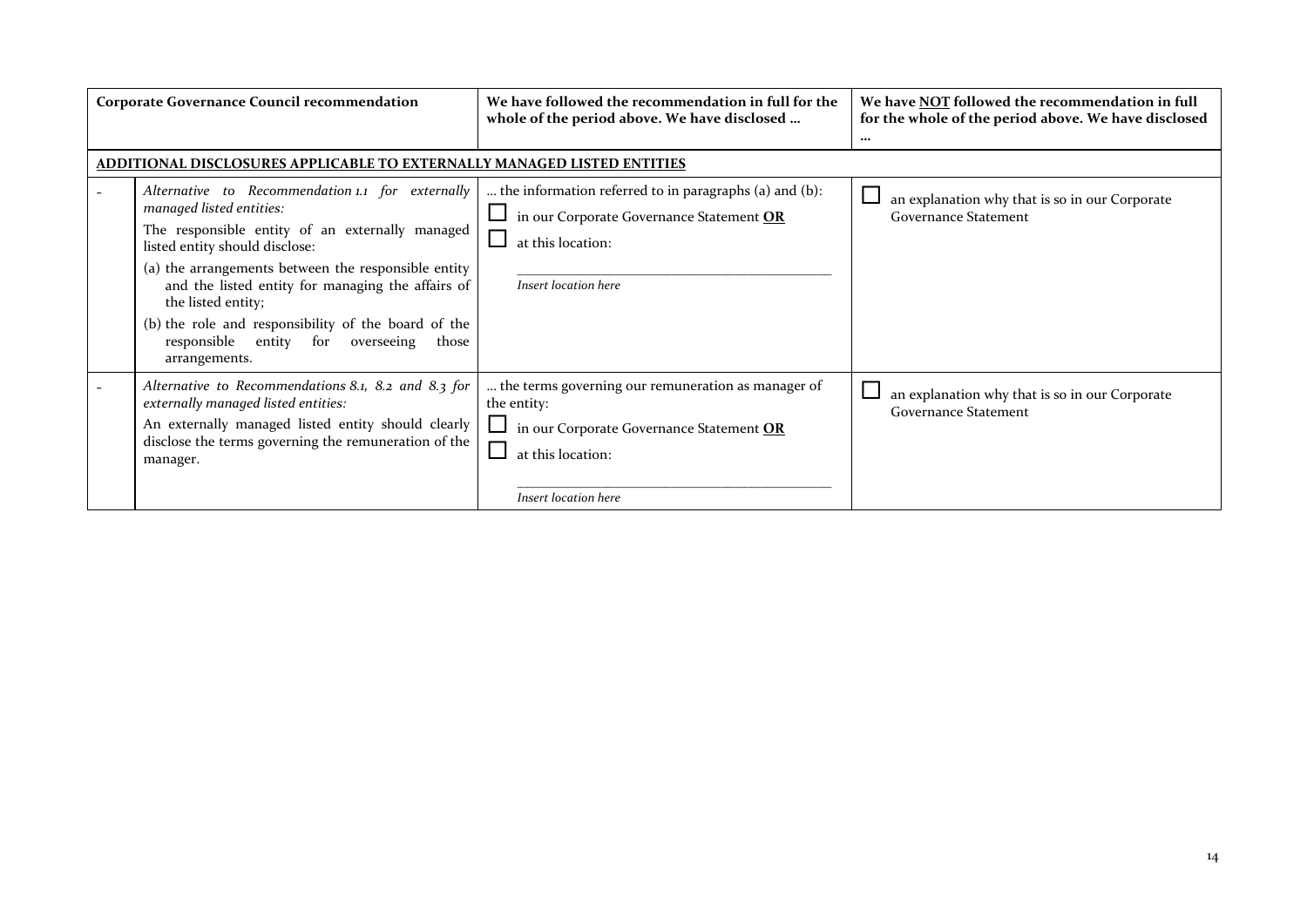| | Corporate Governance Council recommendation | We have followed the recommendation in full for the whole of the period above. We have disclosed … | We have NOT followed the recommendation in full for the whole of the period above. We have disclosed … |
|---|---|---|---|
| **ADDITIONAL DISCLOSURES APPLICABLE TO EXTERNALLY MANAGED LISTED ENTITIES** | | | |
| - | *Alternative to Recommendation 1.1 for externally managed listed entities:*<br>The responsible entity of an externally managed listed entity should disclose:<br>(a) the arrangements between the responsible entity and the listed entity for managing the affairs of the listed entity;<br>(b) the role and responsibility of the board of the responsible entity for overseeing those arrangements. | … the information referred to in paragraphs (a) and (b):<br>☐ in our Corporate Governance Statement **OR**<br>☐ at this location:<br>\_\_\_\_\_\_\_\_\_\_\_\_\_\_\_\_\_\_\_\_\_\_\_\_\_\_\_\_\_\_<br>*Insert location here* | ☐ an explanation why that is so in our Corporate Governance Statement |
| - | *Alternative to Recommendations 8.1, 8.2 and 8.3 for externally managed listed entities:*<br>An externally managed listed entity should clearly disclose the terms governing the remuneration of the manager. | … the terms governing our remuneration as manager of the entity:<br>☐ in our Corporate Governance Statement **OR**<br>☐ at this location:<br>\_\_\_\_\_\_\_\_\_\_\_\_\_\_\_\_\_\_\_\_\_\_\_\_\_\_\_\_\_\_<br>*Insert location here* | ☐ an explanation why that is so in our Corporate Governance Statement |